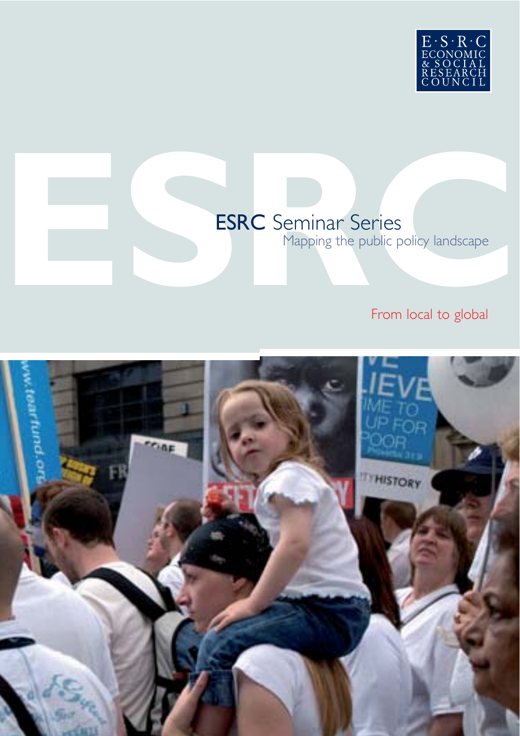E·S·R·C ECONOMIC & SOCIAL RESEARCH COUNCIL

# ESRC Seminar Series

## Mapping the public policy landscape

From local to global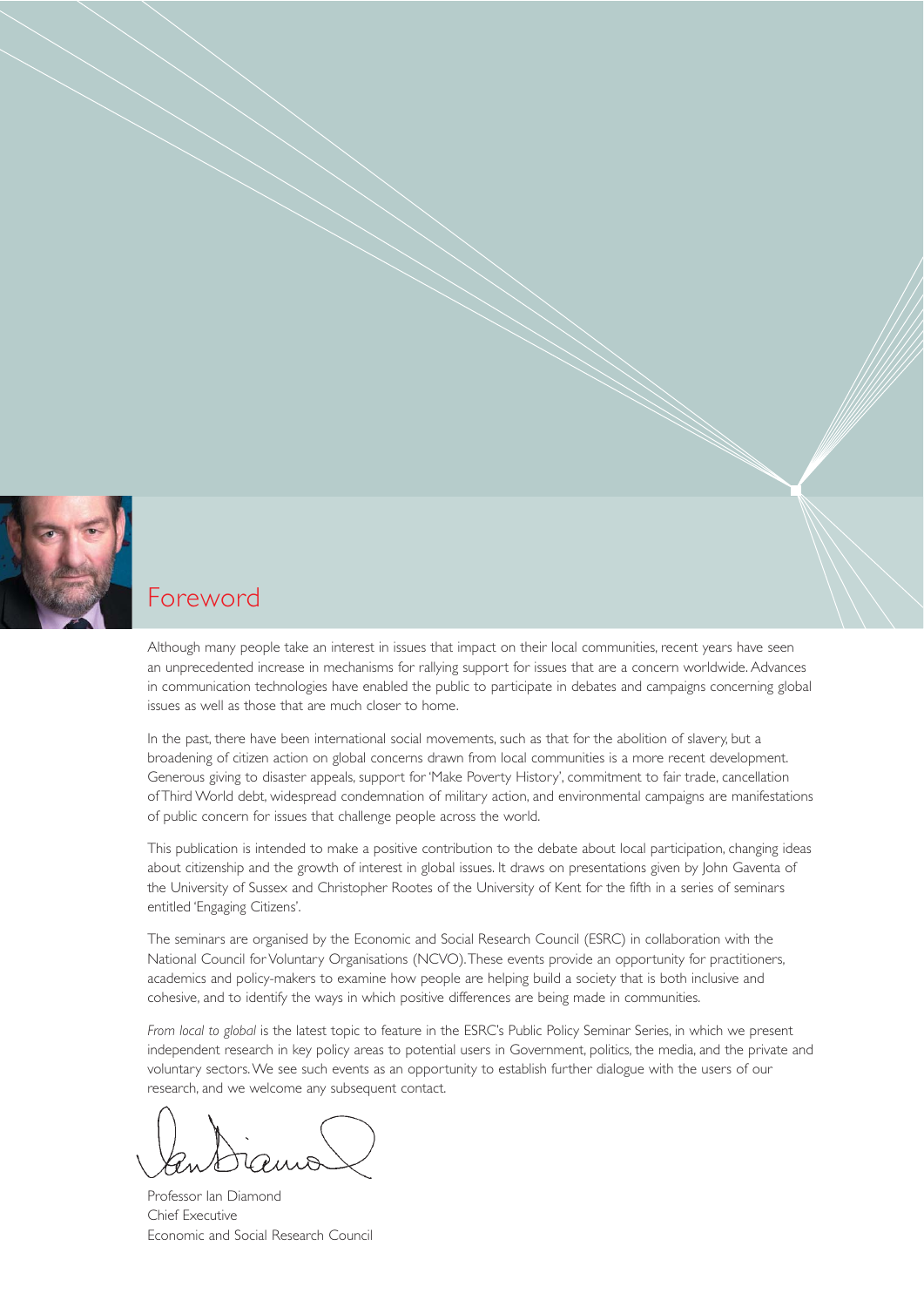# Foreword

Although many people take an interest in issues that impact on their local communities, recent years have seen an unprecedented increase in mechanisms for rallying support for issues that are a concern worldwide. Advances in communication technologies have enabled the public to participate in debates and campaigns concerning global issues as well as those that are much closer to home.

In the past, there have been international social movements, such as that for the abolition of slavery, but a broadening of citizen action on global concerns drawn from local communities is a more recent development. Generous giving to disaster appeals, support for 'Make Poverty History', commitment to fair trade, cancellation of Third World debt, widespread condemnation of military action, and environmental campaigns are manifestations of public concern for issues that challenge people across the world.

This publication is intended to make a positive contribution to the debate about local participation, changing ideas about citizenship and the growth of interest in global issues. It draws on presentations given by John Gaventa of the University of Sussex and Christopher Rootes of the University of Kent for the fifth in a series of seminars entitled 'Engaging Citizens'.

The seminars are organised by the Economic and Social Research Council (ESRC) in collaboration with the National Council for Voluntary Organisations (NCVO). These events provide an opportunity for practitioners, academics and policy-makers to examine how people are helping build a society that is both inclusive and cohesive, and to identify the ways in which positive differences are being made in communities.

*From local to global* is the latest topic to feature in the ESRC's Public Policy Seminar Series, in which we present independent research in key policy areas to potential users in Government, politics, the media, and the private and voluntary sectors. We see such events as an opportunity to establish further dialogue with the users of our research, and we welcome any subsequent contact.

Professor Ian Diamond
Chief Executive
Economic and Social Research Council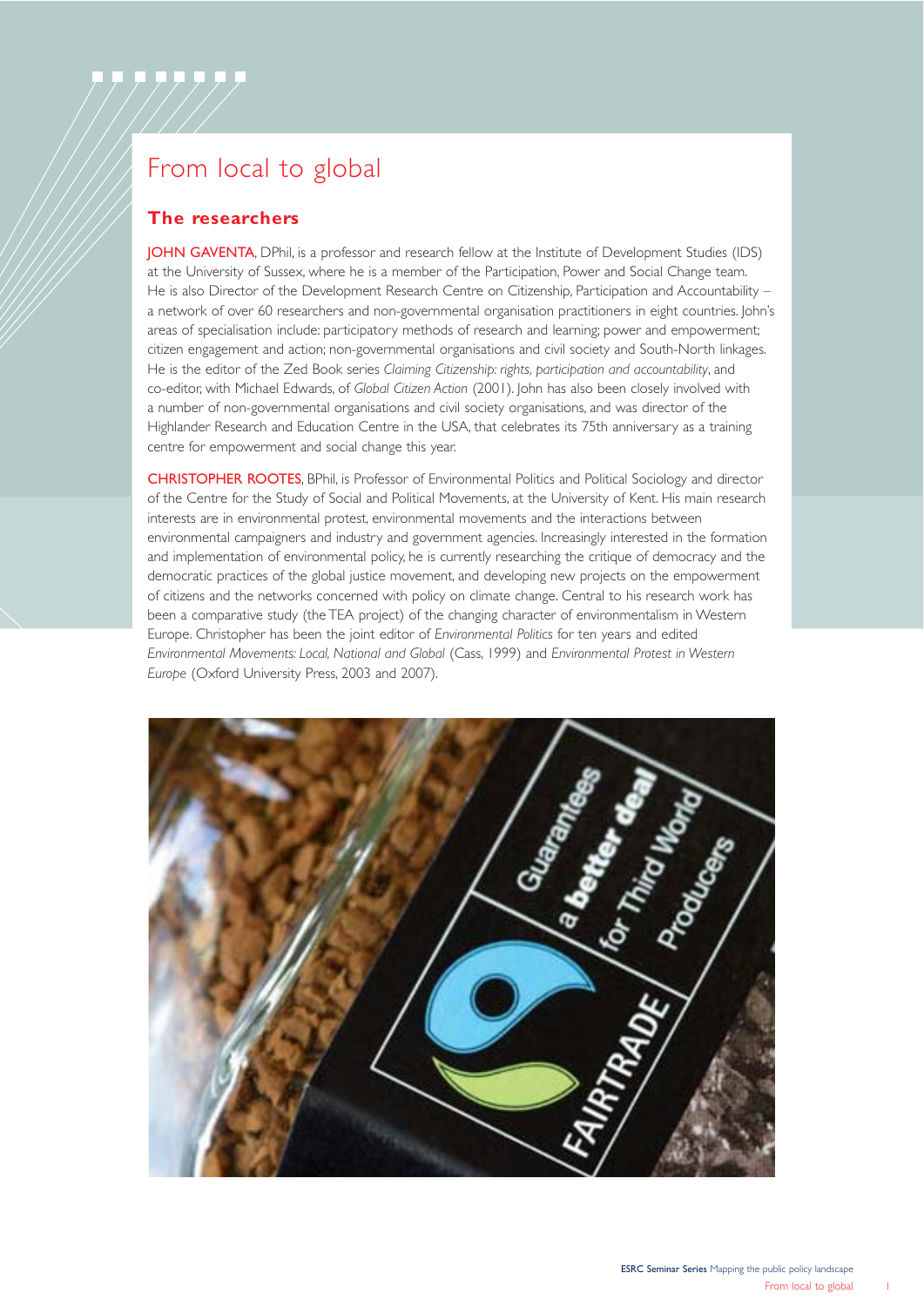# From local to global

## The researchers

**JOHN GAVENTA**, DPhil, is a professor and research fellow at the Institute of Development Studies (IDS) at the University of Sussex, where he is a member of the Participation, Power and Social Change team. He is also Director of the Development Research Centre on Citizenship, Participation and Accountability – a network of over 60 researchers and non-governmental organisation practitioners in eight countries. John's areas of specialisation include: participatory methods of research and learning; power and empowerment; citizen engagement and action; non-governmental organisations and civil society and South-North linkages. He is the editor of the Zed Book series *Claiming Citizenship: rights, participation and accountability*, and co-editor, with Michael Edwards, of *Global Citizen Action* (2001). John has also been closely involved with a number of non-governmental organisations and civil society organisations, and was director of the Highlander Research and Education Centre in the USA, that celebrates its 75th anniversary as a training centre for empowerment and social change this year.

**CHRISTOPHER ROOTES**, BPhil, is Professor of Environmental Politics and Political Sociology and director of the Centre for the Study of Social and Political Movements, at the University of Kent. His main research interests are in environmental protest, environmental movements and the interactions between environmental campaigners and industry and government agencies. Increasingly interested in the formation and implementation of environmental policy, he is currently researching the critique of democracy and the democratic practices of the global justice movement, and developing new projects on the empowerment of citizens and the networks concerned with policy on climate change. Central to his research work has been a comparative study (the TEA project) of the changing character of environmentalism in Western Europe. Christopher has been the joint editor of *Environmental Politics* for ten years and edited *Environmental Movements: Local, National and Global* (Cass, 1999) and *Environmental Protest in Western Europe* (Oxford University Press, 2003 and 2007).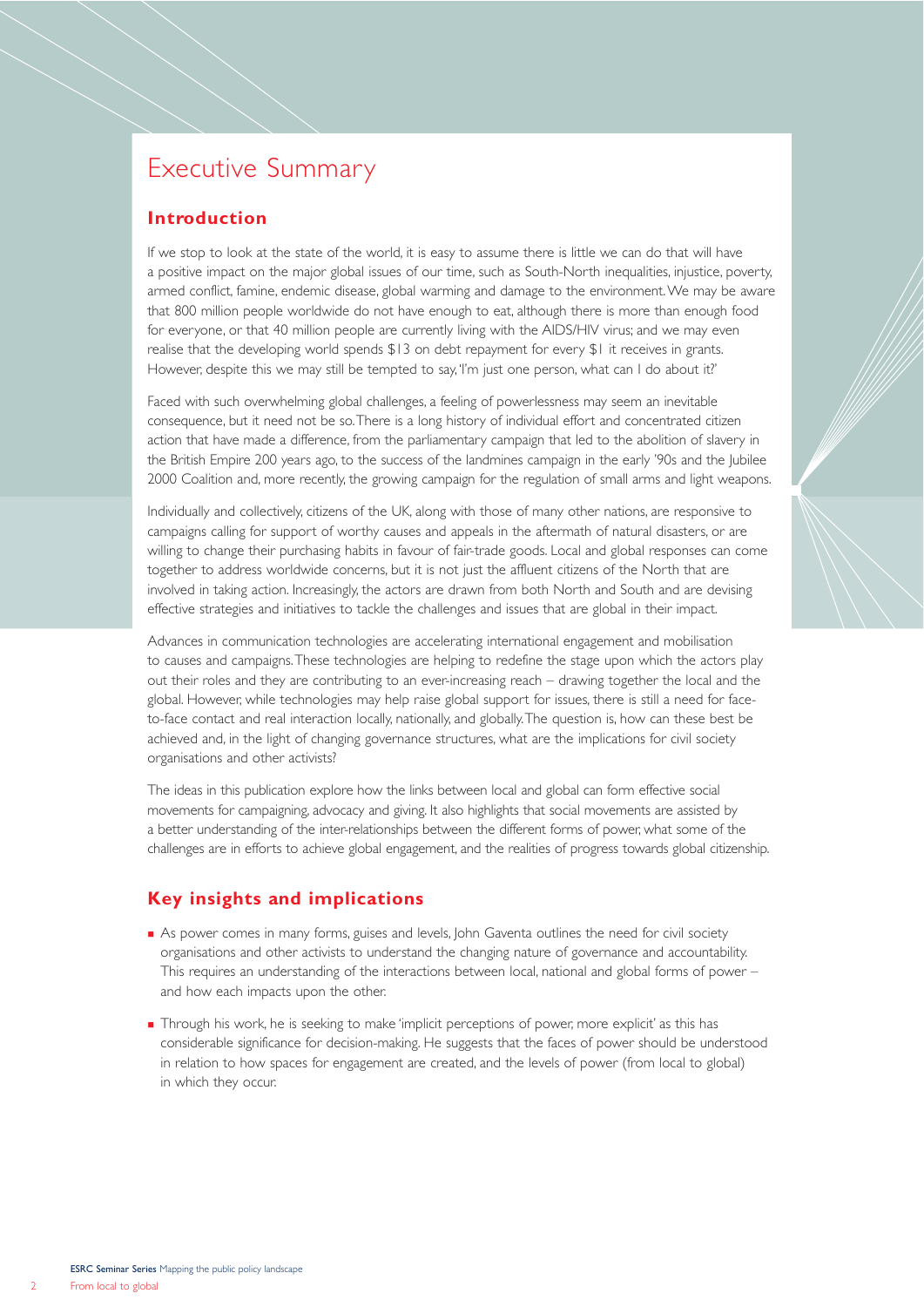# Executive Summary

## Introduction

If we stop to look at the state of the world, it is easy to assume there is little we can do that will have a positive impact on the major global issues of our time, such as South-North inequalities, injustice, poverty, armed conflict, famine, endemic disease, global warming and damage to the environment. We may be aware that 800 million people worldwide do not have enough to eat, although there is more than enough food for everyone, or that 40 million people are currently living with the AIDS/HIV virus; and we may even realise that the developing world spends $13 on debt repayment for every $1 it receives in grants. However, despite this we may still be tempted to say, 'I'm just one person, what can I do about it?'

Faced with such overwhelming global challenges, a feeling of powerlessness may seem an inevitable consequence, but it need not be so. There is a long history of individual effort and concentrated citizen action that have made a difference, from the parliamentary campaign that led to the abolition of slavery in the British Empire 200 years ago, to the success of the landmines campaign in the early '90s and the Jubilee 2000 Coalition and, more recently, the growing campaign for the regulation of small arms and light weapons.

Individually and collectively, citizens of the UK, along with those of many other nations, are responsive to campaigns calling for support of worthy causes and appeals in the aftermath of natural disasters, or are willing to change their purchasing habits in favour of fair-trade goods. Local and global responses can come together to address worldwide concerns, but it is not just the affluent citizens of the North that are involved in taking action. Increasingly, the actors are drawn from both North and South and are devising effective strategies and initiatives to tackle the challenges and issues that are global in their impact.

Advances in communication technologies are accelerating international engagement and mobilisation to causes and campaigns. These technologies are helping to redefine the stage upon which the actors play out their roles and they are contributing to an ever-increasing reach – drawing together the local and the global. However, while technologies may help raise global support for issues, there is still a need for face-to-face contact and real interaction locally, nationally, and globally. The question is, how can these best be achieved and, in the light of changing governance structures, what are the implications for civil society organisations and other activists?

The ideas in this publication explore how the links between local and global can form effective social movements for campaigning, advocacy and giving. It also highlights that social movements are assisted by a better understanding of the inter-relationships between the different forms of power, what some of the challenges are in efforts to achieve global engagement, and the realities of progress towards global citizenship.

## Key insights and implications

- As power comes in many forms, guises and levels, John Gaventa outlines the need for civil society organisations and other activists to understand the changing nature of governance and accountability. This requires an understanding of the interactions between local, national and global forms of power – and how each impacts upon the other.
- Through his work, he is seeking to make 'implicit perceptions of power, more explicit' as this has considerable significance for decision-making. He suggests that the faces of power should be understood in relation to how spaces for engagement are created, and the levels of power (from local to global) in which they occur.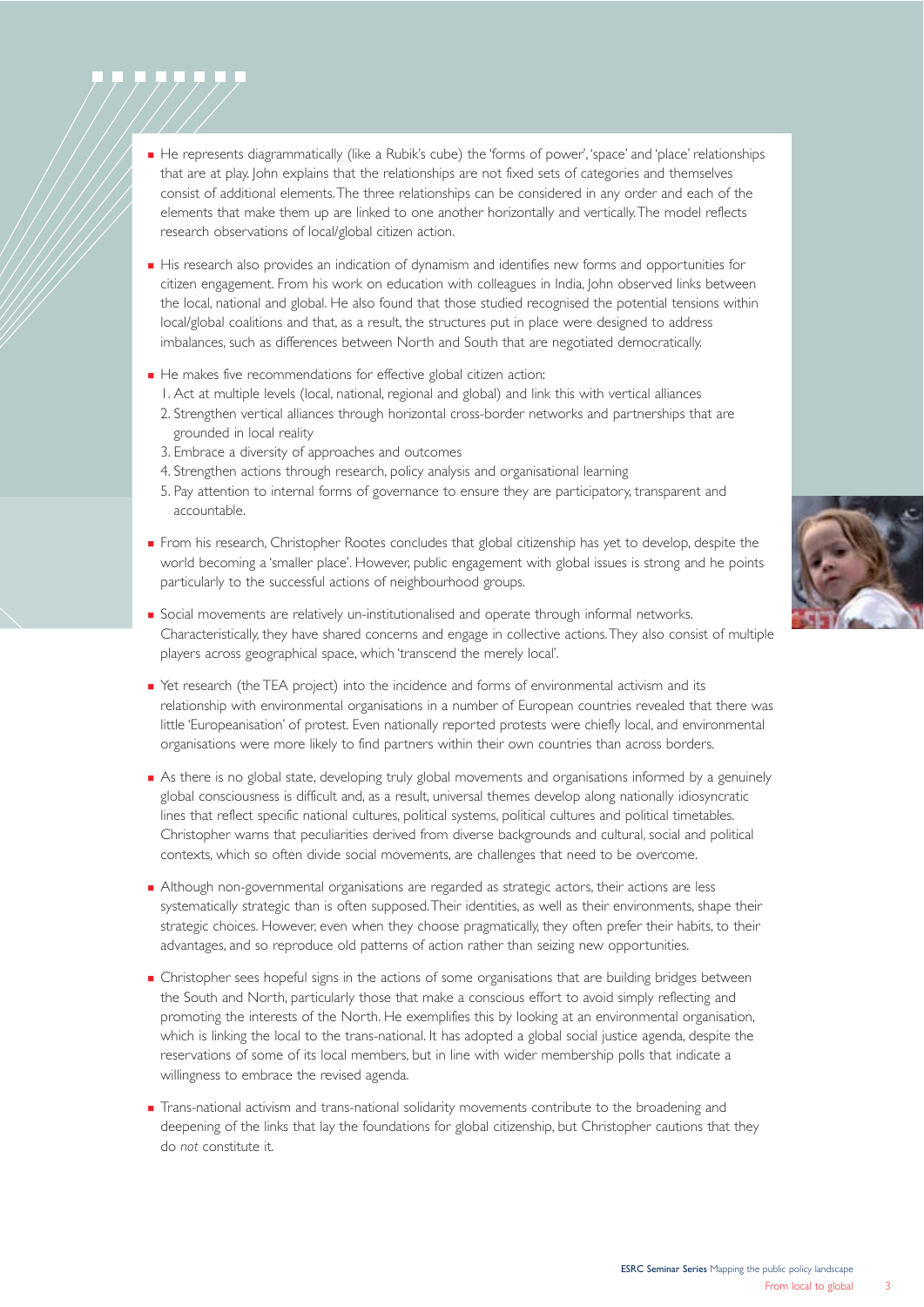- He represents diagrammatically (like a Rubik's cube) the 'forms of power', 'space' and 'place' relationships that are at play. John explains that the relationships are not fixed sets of categories and themselves consist of additional elements. The three relationships can be considered in any order and each of the elements that make them up are linked to one another horizontally and vertically. The model reflects research observations of local/global citizen action.

- His research also provides an indication of dynamism and identifies new forms and opportunities for citizen engagement. From his work on education with colleagues in India, John observed links between the local, national and global. He also found that those studied recognised the potential tensions within local/global coalitions and that, as a result, the structures put in place were designed to address imbalances, such as differences between North and South that are negotiated democratically.

- He makes five recommendations for effective global citizen action:
  1. Act at multiple levels (local, national, regional and global) and link this with vertical alliances
  2. Strengthen vertical alliances through horizontal cross-border networks and partnerships that are grounded in local reality
  3. Embrace a diversity of approaches and outcomes
  4. Strengthen actions through research, policy analysis and organisational learning
  5. Pay attention to internal forms of governance to ensure they are participatory, transparent and accountable.

- From his research, Christopher Rootes concludes that global citizenship has yet to develop, despite the world becoming a 'smaller place'. However, public engagement with global issues is strong and he points particularly to the successful actions of neighbourhood groups.

- Social movements are relatively un-institutionalised and operate through informal networks. Characteristically, they have shared concerns and engage in collective actions. They also consist of multiple players across geographical space, which 'transcend the merely local'.

- Yet research (the TEA project) into the incidence and forms of environmental activism and its relationship with environmental organisations in a number of European countries revealed that there was little 'Europeanisation' of protest. Even nationally reported protests were chiefly local, and environmental organisations were more likely to find partners within their own countries than across borders.

- As there is no global state, developing truly global movements and organisations informed by a genuinely global consciousness is difficult and, as a result, universal themes develop along nationally idiosyncratic lines that reflect specific national cultures, political systems, political cultures and political timetables. Christopher warns that peculiarities derived from diverse backgrounds and cultural, social and political contexts, which so often divide social movements, are challenges that need to be overcome.

- Although non-governmental organisations are regarded as strategic actors, their actions are less systematically strategic than is often supposed. Their identities, as well as their environments, shape their strategic choices. However, even when they choose pragmatically, they often prefer their habits, to their advantages, and so reproduce old patterns of action rather than seizing new opportunities.

- Christopher sees hopeful signs in the actions of some organisations that are building bridges between the South and North, particularly those that make a conscious effort to avoid simply reflecting and promoting the interests of the North. He exemplifies this by looking at an environmental organisation, which is linking the local to the trans-national. It has adopted a global social justice agenda, despite the reservations of some of its local members, but in line with wider membership polls that indicate a willingness to embrace the revised agenda.

- Trans-national activism and trans-national solidarity movements contribute to the broadening and deepening of the links that lay the foundations for global citizenship, but Christopher cautions that they do *not* constitute it.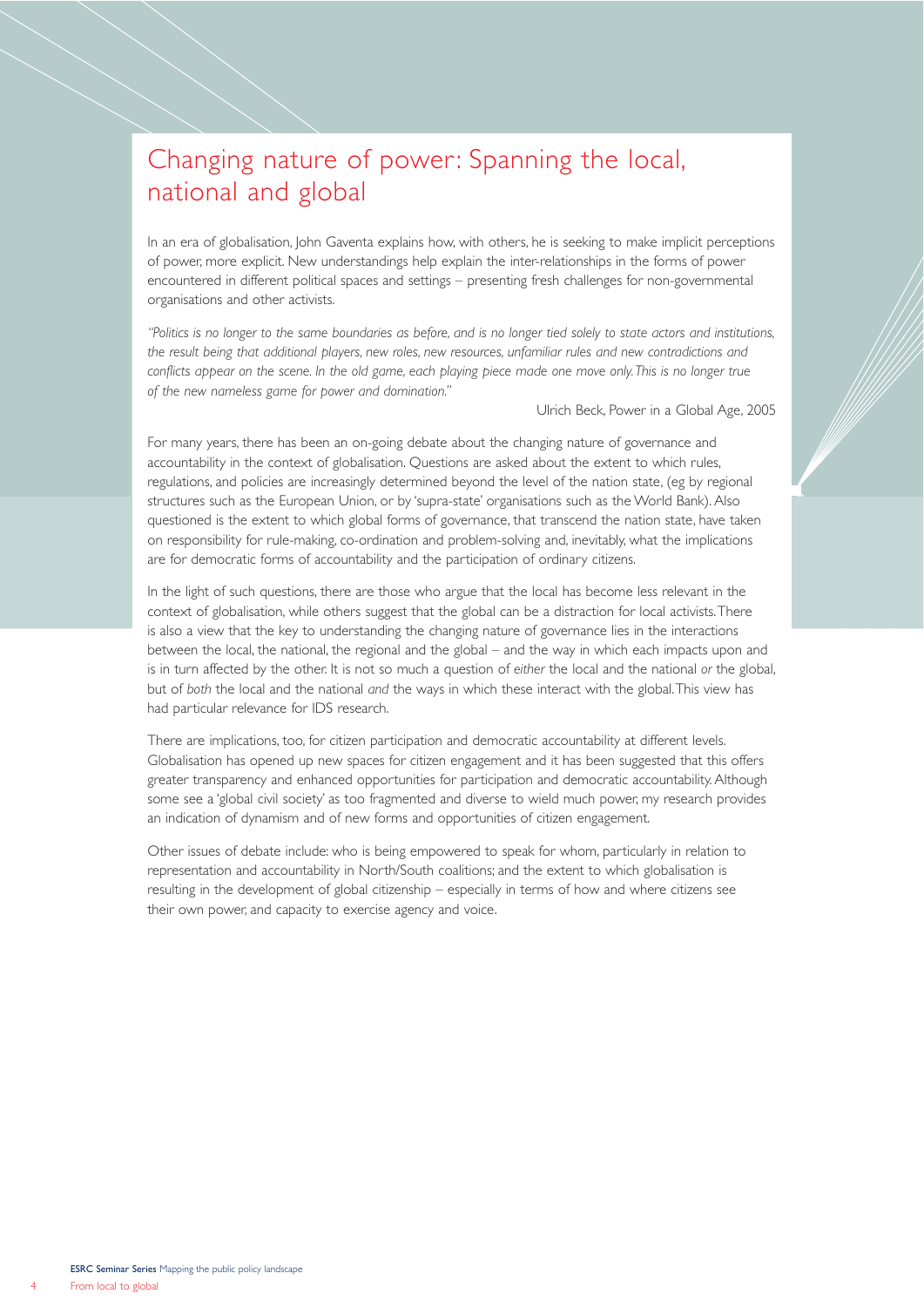# Changing nature of power: Spanning the local, national and global

In an era of globalisation, John Gaventa explains how, with others, he is seeking to make implicit perceptions of power, more explicit. New understandings help explain the inter-relationships in the forms of power encountered in different political spaces and settings – presenting fresh challenges for non-governmental organisations and other activists.

*"Politics is no longer to the same boundaries as before, and is no longer tied solely to state actors and institutions, the result being that additional players, new roles, new resources, unfamiliar rules and new contradictions and conflicts appear on the scene. In the old game, each playing piece made one move only. This is no longer true of the new nameless game for power and domination."*

Ulrich Beck, Power in a Global Age, 2005

For many years, there has been an on-going debate about the changing nature of governance and accountability in the context of globalisation. Questions are asked about the extent to which rules, regulations, and policies are increasingly determined beyond the level of the nation state, (eg by regional structures such as the European Union, or by 'supra-state' organisations such as the World Bank). Also questioned is the extent to which global forms of governance, that transcend the nation state, have taken on responsibility for rule-making, co-ordination and problem-solving and, inevitably, what the implications are for democratic forms of accountability and the participation of ordinary citizens.

In the light of such questions, there are those who argue that the local has become less relevant in the context of globalisation, while others suggest that the global can be a distraction for local activists. There is also a view that the key to understanding the changing nature of governance lies in the interactions between the local, the national, the regional and the global – and the way in which each impacts upon and is in turn affected by the other. It is not so much a question of *either* the local and the national *or* the global, but of *both* the local and the national *and* the ways in which these interact with the global. This view has had particular relevance for IDS research.

There are implications, too, for citizen participation and democratic accountability at different levels. Globalisation has opened up new spaces for citizen engagement and it has been suggested that this offers greater transparency and enhanced opportunities for participation and democratic accountability. Although some see a 'global civil society' as too fragmented and diverse to wield much power, my research provides an indication of dynamism and of new forms and opportunities of citizen engagement.

Other issues of debate include: who is being empowered to speak for whom, particularly in relation to representation and accountability in North/South coalitions; and the extent to which globalisation is resulting in the development of global citizenship – especially in terms of how and where citizens see their own power, and capacity to exercise agency and voice.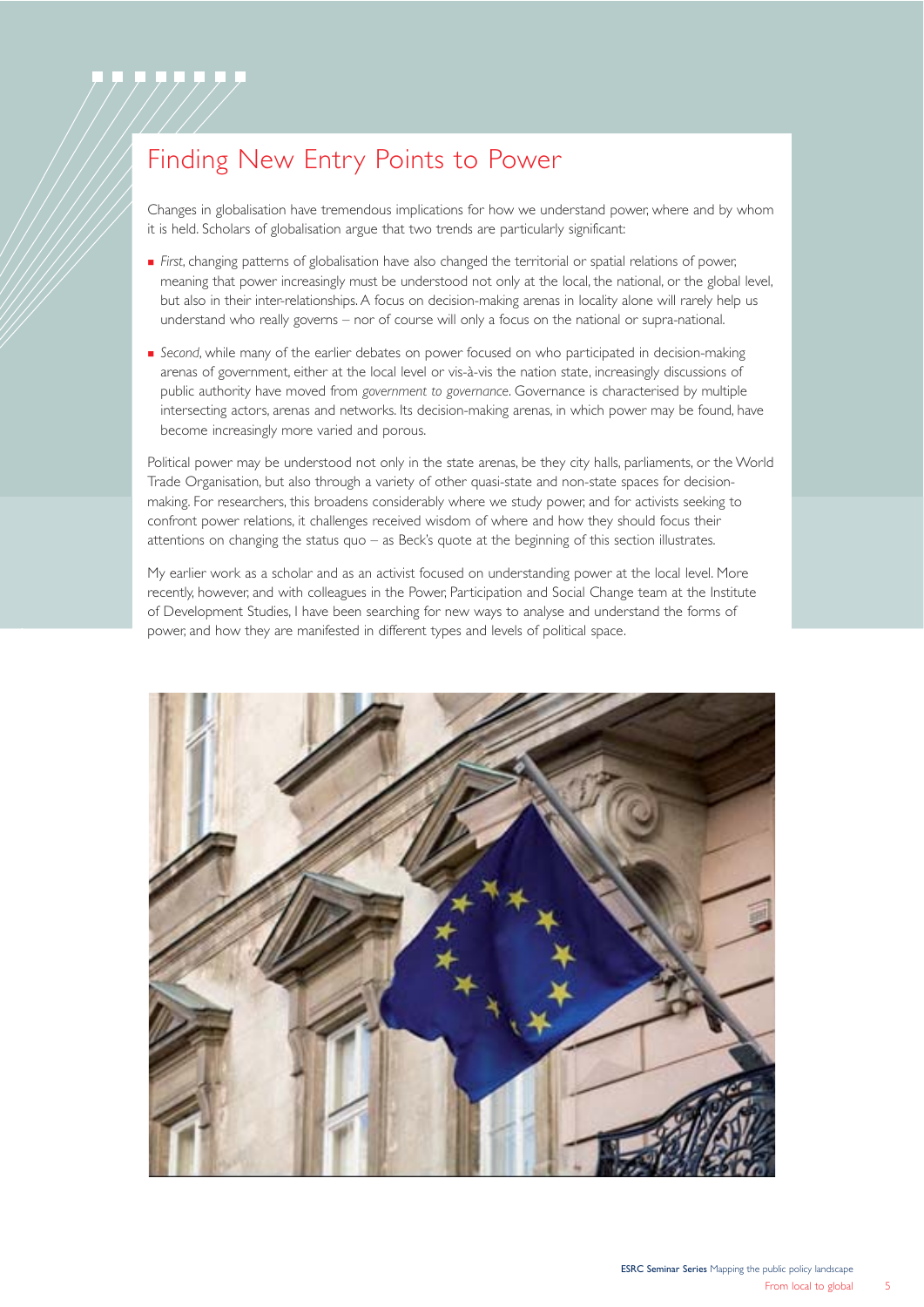# Finding New Entry Points to Power

Changes in globalisation have tremendous implications for how we understand power, where and by whom it is held. Scholars of globalisation argue that two trends are particularly significant:

- *First*, changing patterns of globalisation have also changed the territorial or spatial relations of power, meaning that power increasingly must be understood not only at the local, the national, or the global level, but also in their inter-relationships. A focus on decision-making arenas in locality alone will rarely help us understand who really governs – nor of course will only a focus on the national or supra-national.
- *Second*, while many of the earlier debates on power focused on who participated in decision-making arenas of government, either at the local level or vis-à-vis the nation state, increasingly discussions of public authority have moved from *government to governance*. Governance is characterised by multiple intersecting actors, arenas and networks. Its decision-making arenas, in which power may be found, have become increasingly more varied and porous.

Political power may be understood not only in the state arenas, be they city halls, parliaments, or the World Trade Organisation, but also through a variety of other quasi-state and non-state spaces for decision-making. For researchers, this broadens considerably where we study power, and for activists seeking to confront power relations, it challenges received wisdom of where and how they should focus their attentions on changing the status quo – as Beck's quote at the beginning of this section illustrates.

My earlier work as a scholar and as an activist focused on understanding power at the local level. More recently, however, and with colleagues in the Power, Participation and Social Change team at the Institute of Development Studies, I have been searching for new ways to analyse and understand the forms of power, and how they are manifested in different types and levels of political space.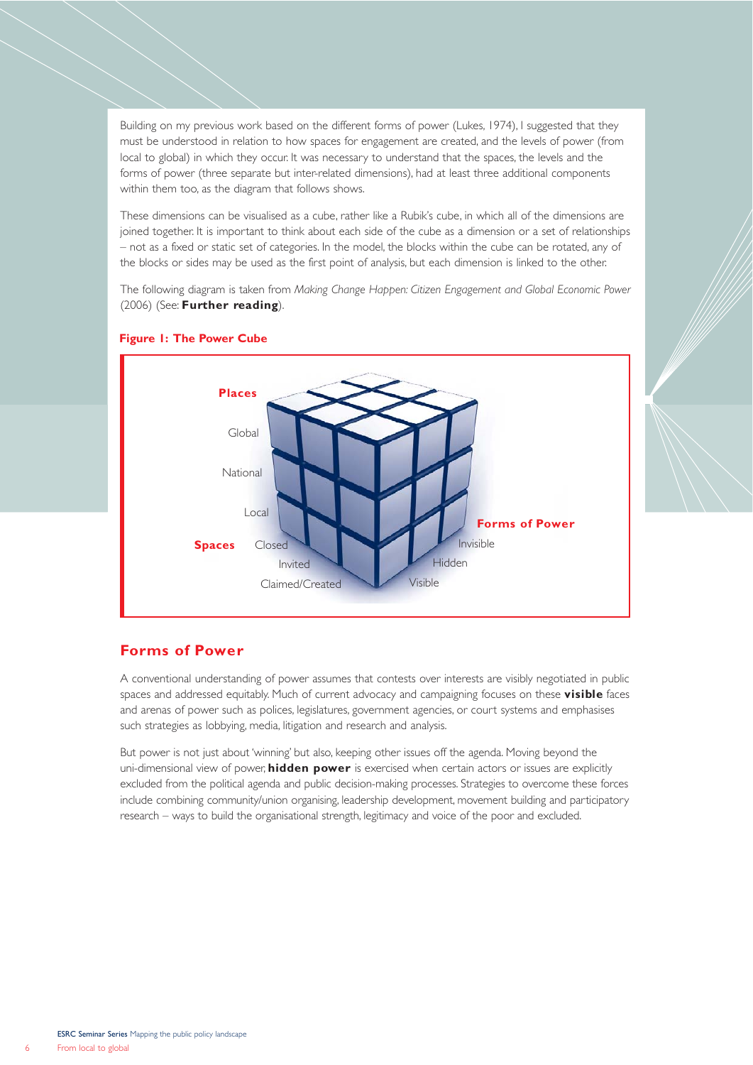Building on my previous work based on the different forms of power (Lukes, 1974), I suggested that they must be understood in relation to how spaces for engagement are created, and the levels of power (from local to global) in which they occur. It was necessary to understand that the spaces, the levels and the forms of power (three separate but inter-related dimensions), had at least three additional components within them too, as the diagram that follows shows.

These dimensions can be visualised as a cube, rather like a Rubik's cube, in which all of the dimensions are joined together. It is important to think about each side of the cube as a dimension or a set of relationships – not as a fixed or static set of categories. In the model, the blocks within the cube can be rotated, any of the blocks or sides may be used as the first point of analysis, but each dimension is linked to the other.

The following diagram is taken from *Making Change Happen: Citizen Engagement and Global Economic Power* (2006) (See: **Further reading**).

**Figure 1: The Power Cube**

Places: Global, National, Local

Spaces: Closed, Invited, Claimed/Created

Forms of Power: Invisible, Hidden, Visible

## Forms of Power

A conventional understanding of power assumes that contests over interests are visibly negotiated in public spaces and addressed equitably. Much of current advocacy and campaigning focuses on these **visible** faces and arenas of power such as polices, legislatures, government agencies, or court systems and emphasises such strategies as lobbying, media, litigation and research and analysis.

But power is not just about 'winning' but also, keeping other issues off the agenda. Moving beyond the uni-dimensional view of power, **hidden power** is exercised when certain actors or issues are explicitly excluded from the political agenda and public decision-making processes. Strategies to overcome these forces include combining community/union organising, leadership development, movement building and participatory research – ways to build the organisational strength, legitimacy and voice of the poor and excluded.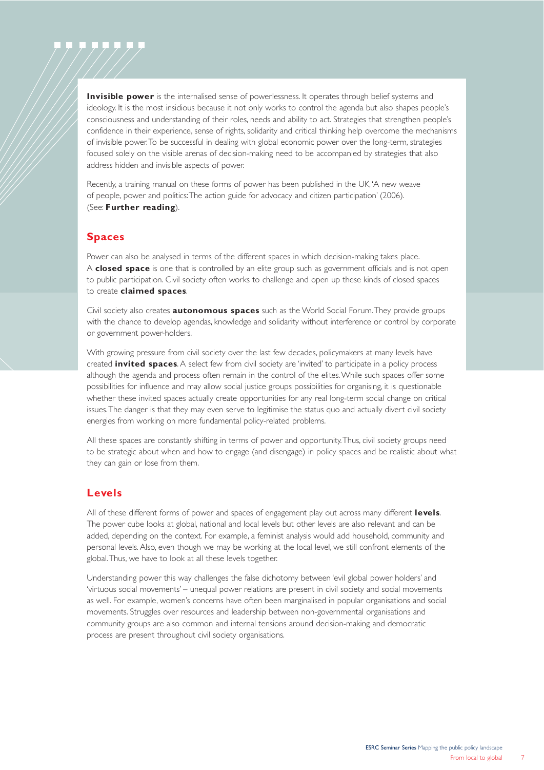**Invisible power** is the internalised sense of powerlessness. It operates through belief systems and ideology. It is the most insidious because it not only works to control the agenda but also shapes people's consciousness and understanding of their roles, needs and ability to act. Strategies that strengthen people's confidence in their experience, sense of rights, solidarity and critical thinking help overcome the mechanisms of invisible power. To be successful in dealing with global economic power over the long-term, strategies focused solely on the visible arenas of decision-making need to be accompanied by strategies that also address hidden and invisible aspects of power.

Recently, a training manual on these forms of power has been published in the UK, 'A new weave of people, power and politics: The action guide for advocacy and citizen participation' (2006). (See: **Further reading**).

## Spaces

Power can also be analysed in terms of the different spaces in which decision-making takes place. A **closed space** is one that is controlled by an elite group such as government officials and is not open to public participation. Civil society often works to challenge and open up these kinds of closed spaces to create **claimed spaces**.

Civil society also creates **autonomous spaces** such as the World Social Forum. They provide groups with the chance to develop agendas, knowledge and solidarity without interference or control by corporate or government power-holders.

With growing pressure from civil society over the last few decades, policymakers at many levels have created **invited spaces**. A select few from civil society are 'invited' to participate in a policy process although the agenda and process often remain in the control of the elites. While such spaces offer some possibilities for influence and may allow social justice groups possibilities for organising, it is questionable whether these invited spaces actually create opportunities for any real long-term social change on critical issues. The danger is that they may even serve to legitimise the status quo and actually divert civil society energies from working on more fundamental policy-related problems.

All these spaces are constantly shifting in terms of power and opportunity. Thus, civil society groups need to be strategic about when and how to engage (and disengage) in policy spaces and be realistic about what they can gain or lose from them.

## Levels

All of these different forms of power and spaces of engagement play out across many different **levels**. The power cube looks at global, national and local levels but other levels are also relevant and can be added, depending on the context. For example, a feminist analysis would add household, community and personal levels. Also, even though we may be working at the local level, we still confront elements of the global. Thus, we have to look at all these levels together.

Understanding power this way challenges the false dichotomy between 'evil global power holders' and 'virtuous social movements' – unequal power relations are present in civil society and social movements as well. For example, women's concerns have often been marginalised in popular organisations and social movements. Struggles over resources and leadership between non-governmental organisations and community groups are also common and internal tensions around decision-making and democratic process are present throughout civil society organisations.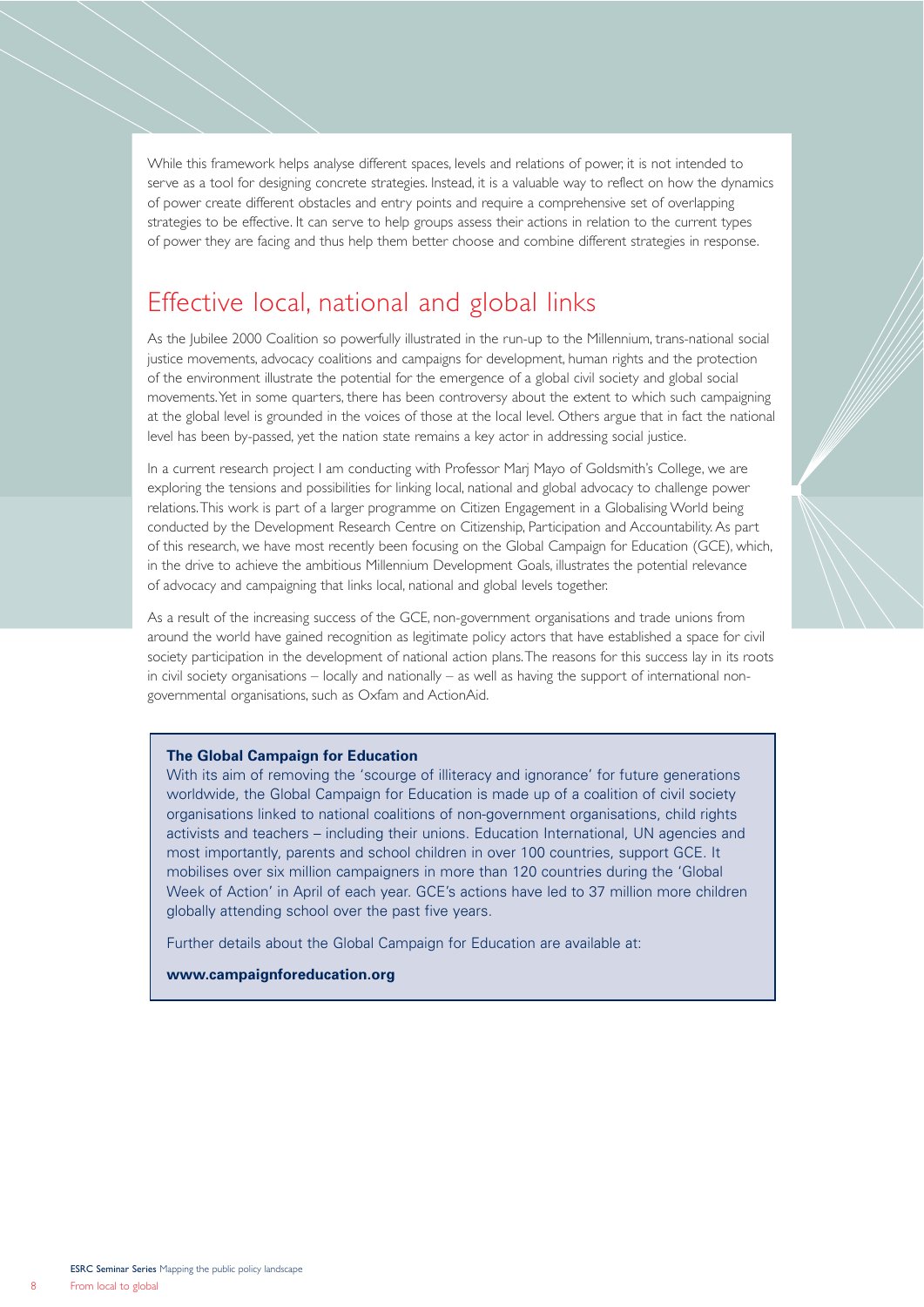While this framework helps analyse different spaces, levels and relations of power, it is not intended to serve as a tool for designing concrete strategies. Instead, it is a valuable way to reflect on how the dynamics of power create different obstacles and entry points and require a comprehensive set of overlapping strategies to be effective. It can serve to help groups assess their actions in relation to the current types of power they are facing and thus help them better choose and combine different strategies in response.

## Effective local, national and global links

As the Jubilee 2000 Coalition so powerfully illustrated in the run-up to the Millennium, trans-national social justice movements, advocacy coalitions and campaigns for development, human rights and the protection of the environment illustrate the potential for the emergence of a global civil society and global social movements. Yet in some quarters, there has been controversy about the extent to which such campaigning at the global level is grounded in the voices of those at the local level. Others argue that in fact the national level has been by-passed, yet the nation state remains a key actor in addressing social justice.

In a current research project I am conducting with Professor Marj Mayo of Goldsmith's College, we are exploring the tensions and possibilities for linking local, national and global advocacy to challenge power relations. This work is part of a larger programme on Citizen Engagement in a Globalising World being conducted by the Development Research Centre on Citizenship, Participation and Accountability. As part of this research, we have most recently been focusing on the Global Campaign for Education (GCE), which, in the drive to achieve the ambitious Millennium Development Goals, illustrates the potential relevance of advocacy and campaigning that links local, national and global levels together.

As a result of the increasing success of the GCE, non-government organisations and trade unions from around the world have gained recognition as legitimate policy actors that have established a space for civil society participation in the development of national action plans. The reasons for this success lay in its roots in civil society organisations – locally and nationally – as well as having the support of international non-governmental organisations, such as Oxfam and ActionAid.

**The Global Campaign for Education**

With its aim of removing the 'scourge of illiteracy and ignorance' for future generations worldwide, the Global Campaign for Education is made up of a coalition of civil society organisations linked to national coalitions of non-government organisations, child rights activists and teachers – including their unions. Education International, UN agencies and most importantly, parents and school children in over 100 countries, support GCE. It mobilises over six million campaigners in more than 120 countries during the 'Global Week of Action' in April of each year. GCE's actions have led to 37 million more children globally attending school over the past five years.

Further details about the Global Campaign for Education are available at:

**www.campaignforeducation.org**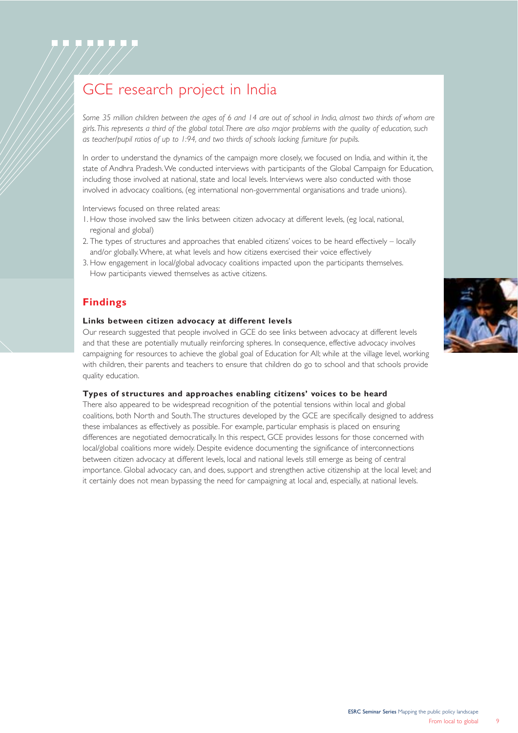# GCE research project in India

*Some 35 million children between the ages of 6 and 14 are out of school in India, almost two thirds of whom are girls. This represents a third of the global total. There are also major problems with the quality of education, such as teacher/pupil ratios of up to 1:94, and two thirds of schools lacking furniture for pupils.*

In order to understand the dynamics of the campaign more closely, we focused on India, and within it, the state of Andhra Pradesh. We conducted interviews with participants of the Global Campaign for Education, including those involved at national, state and local levels. Interviews were also conducted with those involved in advocacy coalitions, (eg international non-governmental organisations and trade unions).

Interviews focused on three related areas:

1. How those involved saw the links between citizen advocacy at different levels, (eg local, national, regional and global)
2. The types of structures and approaches that enabled citizens' voices to be heard effectively – locally and/or globally. Where, at what levels and how citizens exercised their voice effectively
3. How engagement in local/global advocacy coalitions impacted upon the participants themselves. How participants viewed themselves as active citizens.

## Findings

### Links between citizen advocacy at different levels

Our research suggested that people involved in GCE do see links between advocacy at different levels and that these are potentially mutually reinforcing spheres. In consequence, effective advocacy involves campaigning for resources to achieve the global goal of Education for All; while at the village level, working with children, their parents and teachers to ensure that children do go to school and that schools provide quality education.

### Types of structures and approaches enabling citizens' voices to be heard

There also appeared to be widespread recognition of the potential tensions within local and global coalitions, both North and South. The structures developed by the GCE are specifically designed to address these imbalances as effectively as possible. For example, particular emphasis is placed on ensuring differences are negotiated democratically. In this respect, GCE provides lessons for those concerned with local/global coalitions more widely. Despite evidence documenting the significance of interconnections between citizen advocacy at different levels, local and national levels still emerge as being of central importance. Global advocacy can, and does, support and strengthen active citizenship at the local level; and it certainly does not mean bypassing the need for campaigning at local and, especially, at national levels.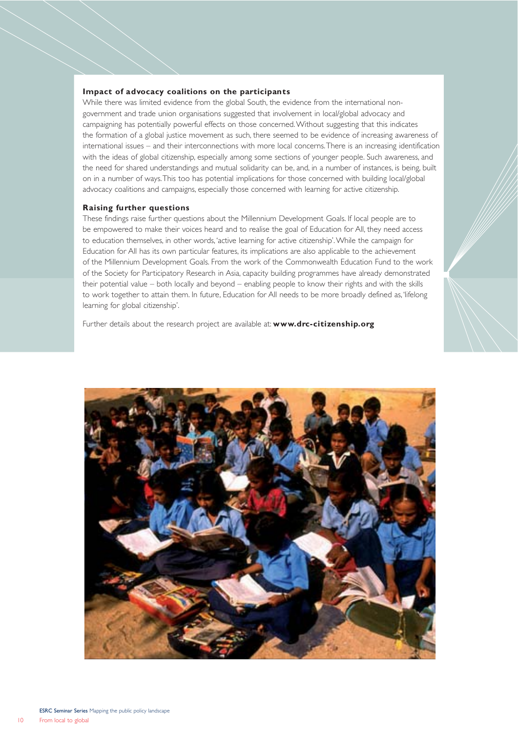### Impact of advocacy coalitions on the participants

While there was limited evidence from the global South, the evidence from the international non-government and trade union organisations suggested that involvement in local/global advocacy and campaigning has potentially powerful effects on those concerned. Without suggesting that this indicates the formation of a global justice movement as such, there seemed to be evidence of increasing awareness of international issues – and their interconnections with more local concerns. There is an increasing identification with the ideas of global citizenship, especially among some sections of younger people. Such awareness, and the need for shared understandings and mutual solidarity can be, and, in a number of instances, is being, built on in a number of ways. This too has potential implications for those concerned with building local/global advocacy coalitions and campaigns, especially those concerned with learning for active citizenship.

### Raising further questions

These findings raise further questions about the Millennium Development Goals. If local people are to be empowered to make their voices heard and to realise the goal of Education for All, they need access to education themselves, in other words, 'active learning for active citizenship'. While the campaign for Education for All has its own particular features, its implications are also applicable to the achievement of the Millennium Development Goals. From the work of the Commonwealth Education Fund to the work of the Society for Participatory Research in Asia, capacity building programmes have already demonstrated their potential value – both locally and beyond – enabling people to know their rights and with the skills to work together to attain them. In future, Education for All needs to be more broadly defined as, 'lifelong learning for global citizenship'.

Further details about the research project are available at: **www.drc-citizenship.org**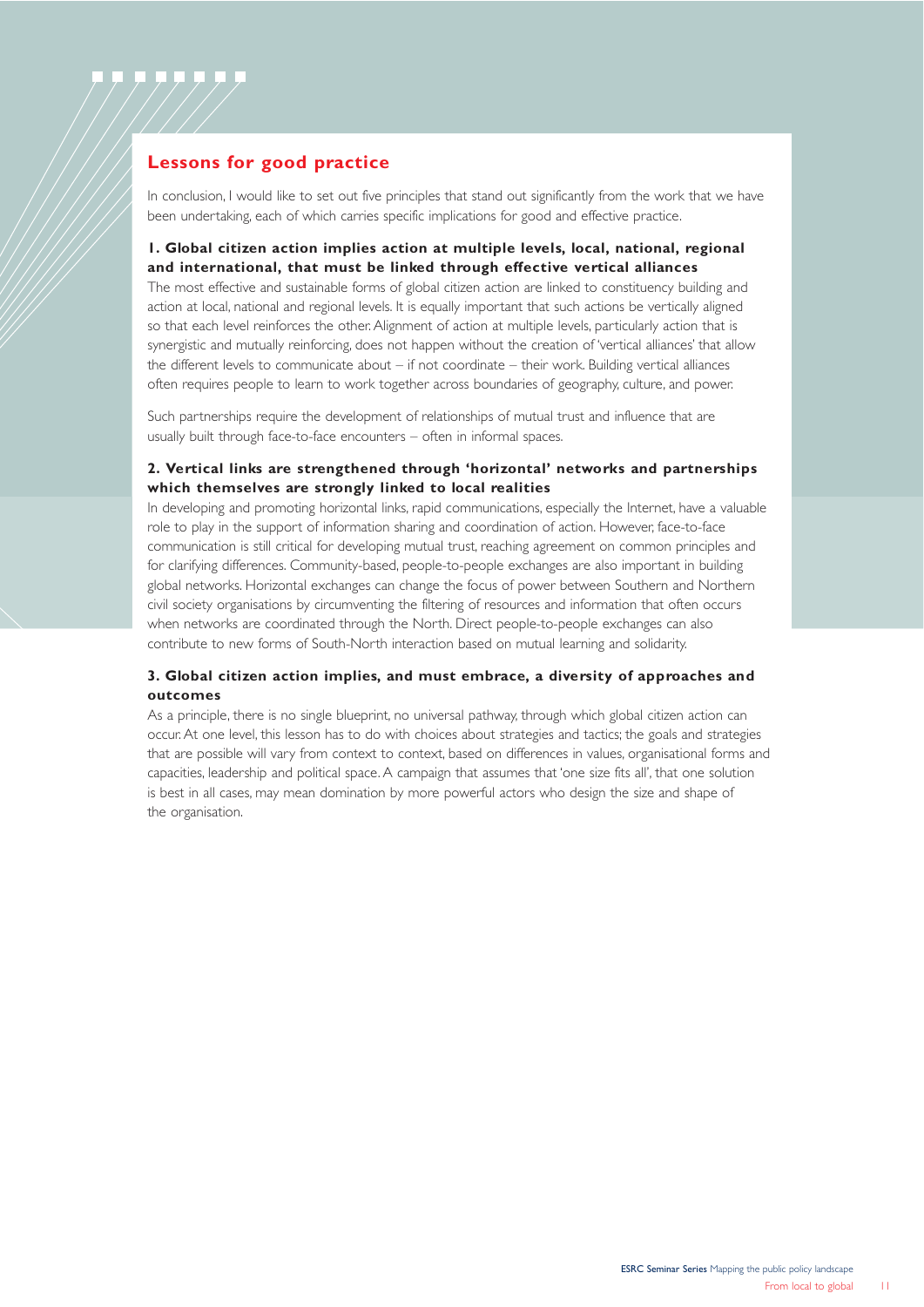## Lessons for good practice

In conclusion, I would like to set out five principles that stand out significantly from the work that we have been undertaking, each of which carries specific implications for good and effective practice.

**1. Global citizen action implies action at multiple levels, local, national, regional and international, that must be linked through effective vertical alliances**

The most effective and sustainable forms of global citizen action are linked to constituency building and action at local, national and regional levels. It is equally important that such actions be vertically aligned so that each level reinforces the other. Alignment of action at multiple levels, particularly action that is synergistic and mutually reinforcing, does not happen without the creation of 'vertical alliances' that allow the different levels to communicate about – if not coordinate – their work. Building vertical alliances often requires people to learn to work together across boundaries of geography, culture, and power.

Such partnerships require the development of relationships of mutual trust and influence that are usually built through face-to-face encounters – often in informal spaces.

**2. Vertical links are strengthened through 'horizontal' networks and partnerships which themselves are strongly linked to local realities**

In developing and promoting horizontal links, rapid communications, especially the Internet, have a valuable role to play in the support of information sharing and coordination of action. However, face-to-face communication is still critical for developing mutual trust, reaching agreement on common principles and for clarifying differences. Community-based, people-to-people exchanges are also important in building global networks. Horizontal exchanges can change the focus of power between Southern and Northern civil society organisations by circumventing the filtering of resources and information that often occurs when networks are coordinated through the North. Direct people-to-people exchanges can also contribute to new forms of South-North interaction based on mutual learning and solidarity.

**3. Global citizen action implies, and must embrace, a diversity of approaches and outcomes**

As a principle, there is no single blueprint, no universal pathway, through which global citizen action can occur. At one level, this lesson has to do with choices about strategies and tactics; the goals and strategies that are possible will vary from context to context, based on differences in values, organisational forms and capacities, leadership and political space. A campaign that assumes that 'one size fits all', that one solution is best in all cases, may mean domination by more powerful actors who design the size and shape of the organisation.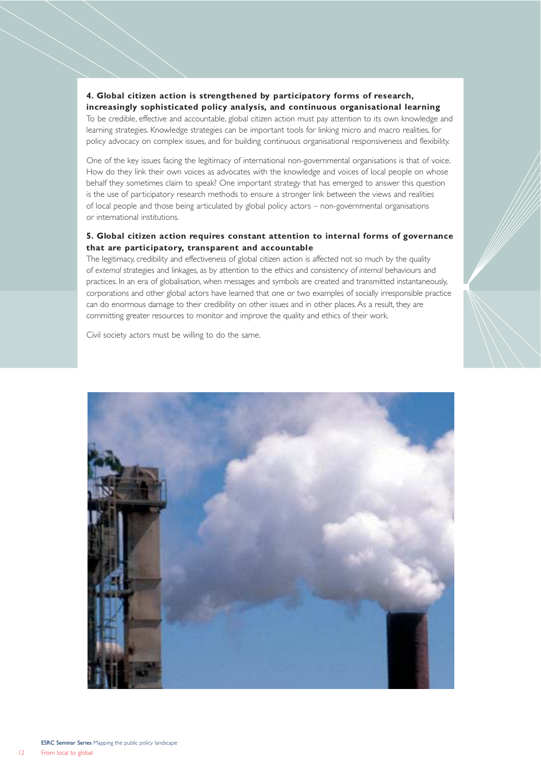### 4. Global citizen action is strengthened by participatory forms of research, increasingly sophisticated policy analysis, and continuous organisational learning

To be credible, effective and accountable, global citizen action must pay attention to its own knowledge and learning strategies. Knowledge strategies can be important tools for linking micro and macro realities, for policy advocacy on complex issues, and for building continuous organisational responsiveness and flexibility.

One of the key issues facing the legitimacy of international non-governmental organisations is that of voice. How do they link their own voices as advocates with the knowledge and voices of local people on whose behalf they sometimes claim to speak? One important strategy that has emerged to answer this question is the use of participatory research methods to ensure a stronger link between the views and realities of local people and those being articulated by global policy actors – non-governmental organisations or international institutions.

### 5. Global citizen action requires constant attention to internal forms of governance that are participatory, transparent and accountable

The legitimacy, credibility and effectiveness of global citizen action is affected not so much by the quality of *external* strategies and linkages, as by attention to the ethics and consistency of *internal* behaviours and practices. In an era of globalisation, when messages and symbols are created and transmitted instantaneously, corporations and other global actors have learned that one or two examples of socially irresponsible practice can do enormous damage to their credibility on other issues and in other places. As a result, they are committing greater resources to monitor and improve the quality and ethics of their work.

Civil society actors must be willing to do the same.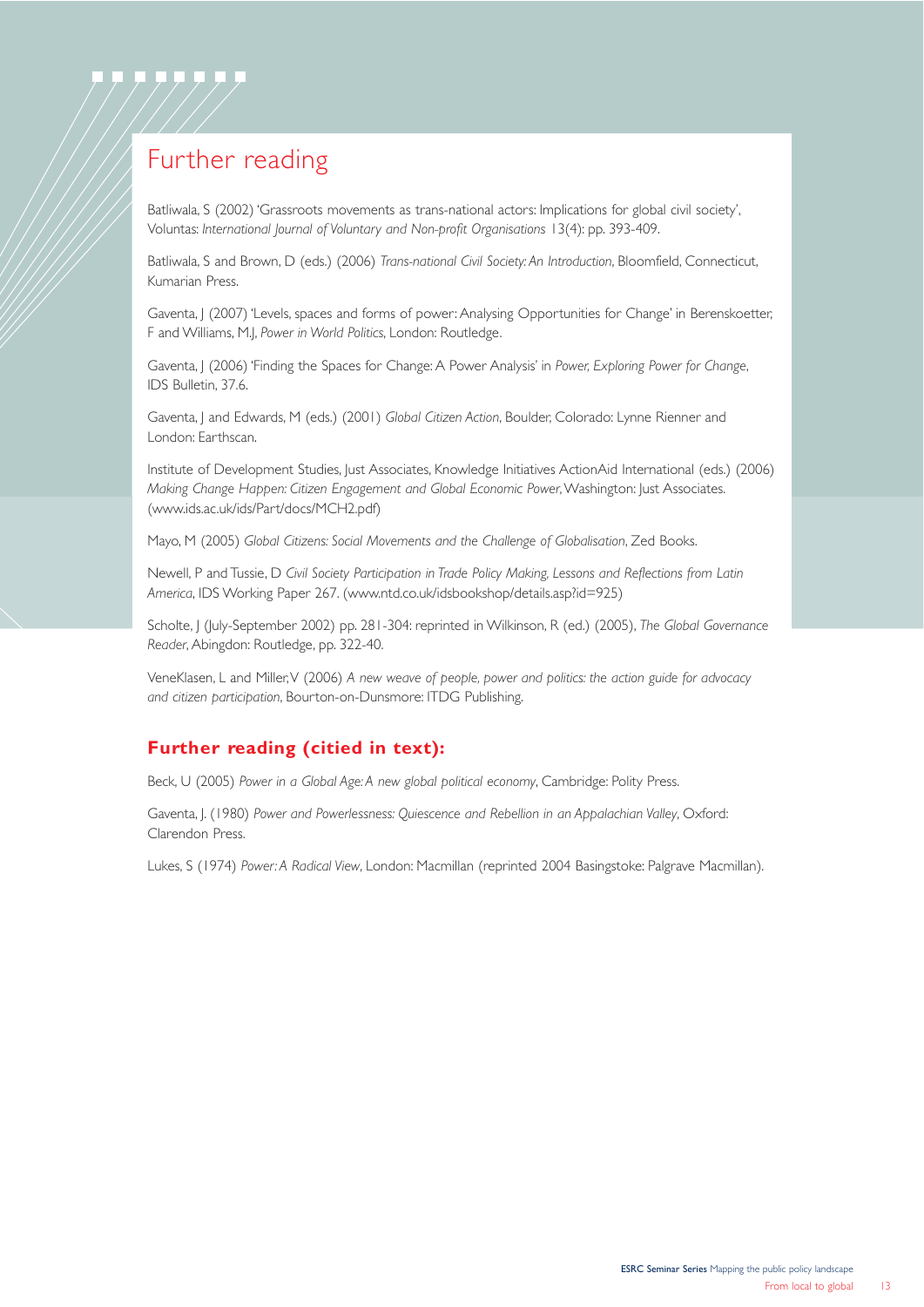# Further reading

Batliwala, S (2002) 'Grassroots movements as trans-national actors: Implications for global civil society', Voluntas: *International Journal of Voluntary and Non-profit Organisations* 13(4): pp. 393-409.

Batliwala, S and Brown, D (eds.) (2006) *Trans-national Civil Society: An Introduction*, Bloomfield, Connecticut, Kumarian Press.

Gaventa, J (2007) 'Levels, spaces and forms of power: Analysing Opportunities for Change' in Berenskoetter, F and Williams, M.J, *Power in World Politics*, London: Routledge.

Gaventa, J (2006) 'Finding the Spaces for Change: A Power Analysis' in *Power, Exploring Power for Change*, IDS Bulletin, 37.6.

Gaventa, J and Edwards, M (eds.) (2001) *Global Citizen Action*, Boulder, Colorado: Lynne Rienner and London: Earthscan.

Institute of Development Studies, Just Associates, Knowledge Initiatives ActionAid International (eds.) (2006) *Making Change Happen: Citizen Engagement and Global Economic Power*, Washington: Just Associates. (www.ids.ac.uk/ids/Part/docs/MCH2.pdf)

Mayo, M (2005) *Global Citizens: Social Movements and the Challenge of Globalisation*, Zed Books.

Newell, P and Tussie, D *Civil Society Participation in Trade Policy Making, Lessons and Reflections from Latin America*, IDS Working Paper 267. (www.ntd.co.uk/idsbookshop/details.asp?id=925)

Scholte, J (July-September 2002) pp. 281-304: reprinted in Wilkinson, R (ed.) (2005), *The Global Governance Reader*, Abingdon: Routledge, pp. 322-40.

VeneKlasen, L and Miller, V (2006) *A new weave of people, power and politics: the action guide for advocacy and citizen participation*, Bourton-on-Dunsmore: ITDG Publishing.

## Further reading (citied in text):

Beck, U (2005) *Power in a Global Age: A new global political economy*, Cambridge: Polity Press.

Gaventa, J. (1980) *Power and Powerlessness: Quiescence and Rebellion in an Appalachian Valley*, Oxford: Clarendon Press.

Lukes, S (1974) *Power: A Radical View*, London: Macmillan (reprinted 2004 Basingstoke: Palgrave Macmillan).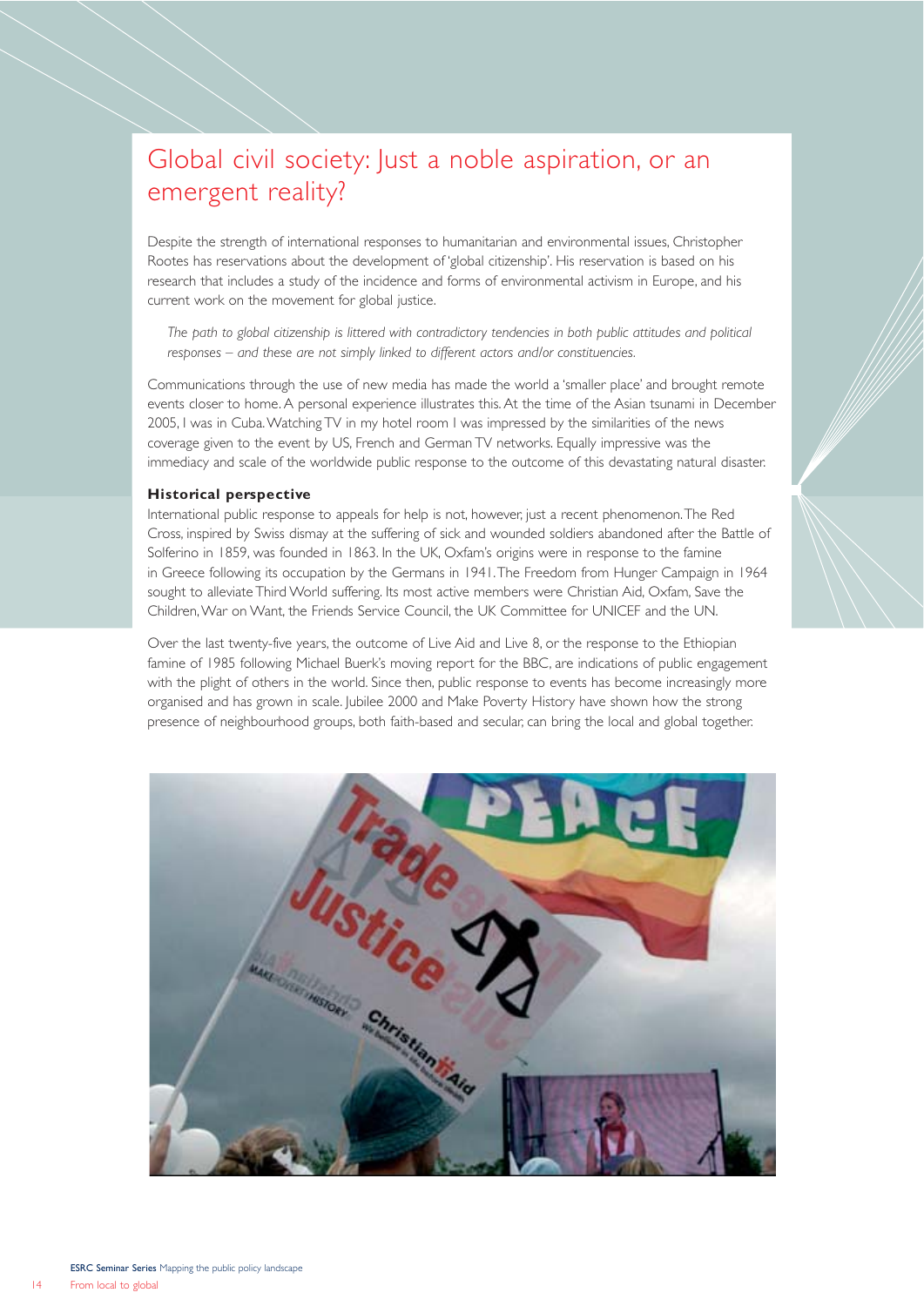# Global civil society: Just a noble aspiration, or an emergent reality?

Despite the strength of international responses to humanitarian and environmental issues, Christopher Rootes has reservations about the development of 'global citizenship'. His reservation is based on his research that includes a study of the incidence and forms of environmental activism in Europe, and his current work on the movement for global justice.

> *The path to global citizenship is littered with contradictory tendencies in both public attitudes and political responses – and these are not simply linked to different actors and/or constituencies.*

Communications through the use of new media has made the world a 'smaller place' and brought remote events closer to home. A personal experience illustrates this. At the time of the Asian tsunami in December 2005, I was in Cuba. Watching TV in my hotel room I was impressed by the similarities of the news coverage given to the event by US, French and German TV networks. Equally impressive was the immediacy and scale of the worldwide public response to the outcome of this devastating natural disaster.

### Historical perspective

International public response to appeals for help is not, however, just a recent phenomenon. The Red Cross, inspired by Swiss dismay at the suffering of sick and wounded soldiers abandoned after the Battle of Solferino in 1859, was founded in 1863. In the UK, Oxfam's origins were in response to the famine in Greece following its occupation by the Germans in 1941. The Freedom from Hunger Campaign in 1964 sought to alleviate Third World suffering. Its most active members were Christian Aid, Oxfam, Save the Children, War on Want, the Friends Service Council, the UK Committee for UNICEF and the UN.

Over the last twenty-five years, the outcome of Live Aid and Live 8, or the response to the Ethiopian famine of 1985 following Michael Buerk's moving report for the BBC, are indications of public engagement with the plight of others in the world. Since then, public response to events has become increasingly more organised and has grown in scale. Jubilee 2000 and Make Poverty History have shown how the strong presence of neighbourhood groups, both faith-based and secular, can bring the local and global together.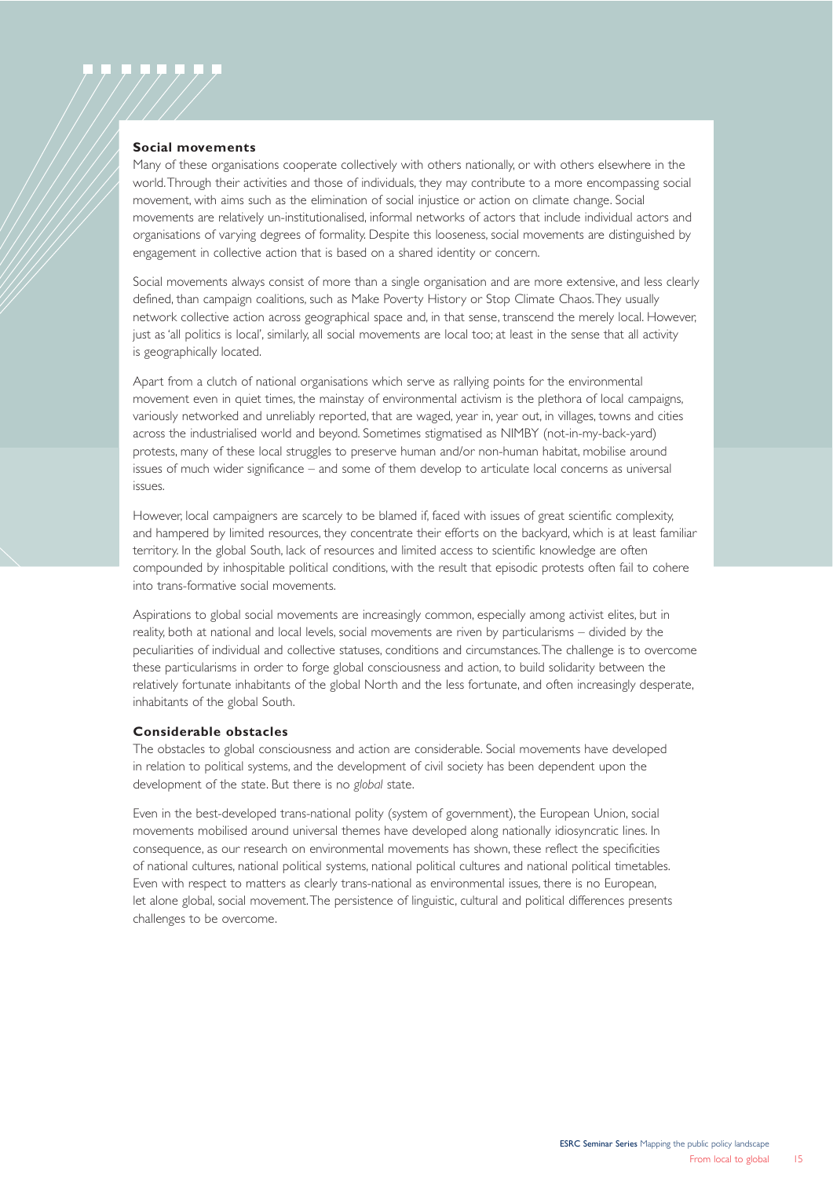### Social movements

Many of these organisations cooperate collectively with others nationally, or with others elsewhere in the world. Through their activities and those of individuals, they may contribute to a more encompassing social movement, with aims such as the elimination of social injustice or action on climate change. Social movements are relatively un-institutionalised, informal networks of actors that include individual actors and organisations of varying degrees of formality. Despite this looseness, social movements are distinguished by engagement in collective action that is based on a shared identity or concern.

Social movements always consist of more than a single organisation and are more extensive, and less clearly defined, than campaign coalitions, such as Make Poverty History or Stop Climate Chaos. They usually network collective action across geographical space and, in that sense, transcend the merely local. However, just as 'all politics is local', similarly, all social movements are local too; at least in the sense that all activity is geographically located.

Apart from a clutch of national organisations which serve as rallying points for the environmental movement even in quiet times, the mainstay of environmental activism is the plethora of local campaigns, variously networked and unreliably reported, that are waged, year in, year out, in villages, towns and cities across the industrialised world and beyond. Sometimes stigmatised as NIMBY (not-in-my-back-yard) protests, many of these local struggles to preserve human and/or non-human habitat, mobilise around issues of much wider significance – and some of them develop to articulate local concerns as universal issues.

However, local campaigners are scarcely to be blamed if, faced with issues of great scientific complexity, and hampered by limited resources, they concentrate their efforts on the backyard, which is at least familiar territory. In the global South, lack of resources and limited access to scientific knowledge are often compounded by inhospitable political conditions, with the result that episodic protests often fail to cohere into trans-formative social movements.

Aspirations to global social movements are increasingly common, especially among activist elites, but in reality, both at national and local levels, social movements are riven by particularisms – divided by the peculiarities of individual and collective statuses, conditions and circumstances. The challenge is to overcome these particularisms in order to forge global consciousness and action, to build solidarity between the relatively fortunate inhabitants of the global North and the less fortunate, and often increasingly desperate, inhabitants of the global South.

### Considerable obstacles

The obstacles to global consciousness and action are considerable. Social movements have developed in relation to political systems, and the development of civil society has been dependent upon the development of the state. But there is no *global* state.

Even in the best-developed trans-national polity (system of government), the European Union, social movements mobilised around universal themes have developed along nationally idiosyncratic lines. In consequence, as our research on environmental movements has shown, these reflect the specificities of national cultures, national political systems, national political cultures and national political timetables. Even with respect to matters as clearly trans-national as environmental issues, there is no European, let alone global, social movement. The persistence of linguistic, cultural and political differences presents challenges to be overcome.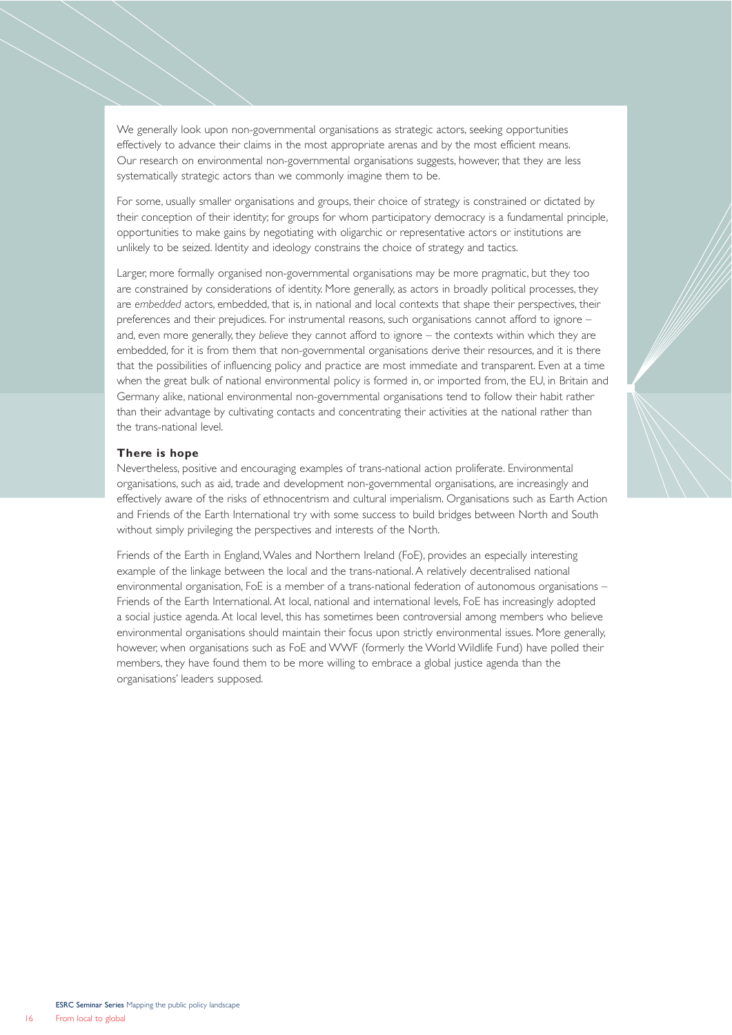We generally look upon non-governmental organisations as strategic actors, seeking opportunities effectively to advance their claims in the most appropriate arenas and by the most efficient means. Our research on environmental non-governmental organisations suggests, however, that they are less systematically strategic actors than we commonly imagine them to be.

For some, usually smaller organisations and groups, their choice of strategy is constrained or dictated by their conception of their identity; for groups for whom participatory democracy is a fundamental principle, opportunities to make gains by negotiating with oligarchic or representative actors or institutions are unlikely to be seized. Identity and ideology constrains the choice of strategy and tactics.

Larger, more formally organised non-governmental organisations may be more pragmatic, but they too are constrained by considerations of identity. More generally, as actors in broadly political processes, they are *embedded* actors, embedded, that is, in national and local contexts that shape their perspectives, their preferences and their prejudices. For instrumental reasons, such organisations cannot afford to ignore – and, even more generally, they *believe* they cannot afford to ignore – the contexts within which they are embedded, for it is from them that non-governmental organisations derive their resources, and it is there that the possibilities of influencing policy and practice are most immediate and transparent. Even at a time when the great bulk of national environmental policy is formed in, or imported from, the EU, in Britain and Germany alike, national environmental non-governmental organisations tend to follow their habit rather than their advantage by cultivating contacts and concentrating their activities at the national rather than the trans-national level.

**There is hope**

Nevertheless, positive and encouraging examples of trans-national action proliferate. Environmental organisations, such as aid, trade and development non-governmental organisations, are increasingly and effectively aware of the risks of ethnocentrism and cultural imperialism. Organisations such as Earth Action and Friends of the Earth International try with some success to build bridges between North and South without simply privileging the perspectives and interests of the North.

Friends of the Earth in England, Wales and Northern Ireland (FoE), provides an especially interesting example of the linkage between the local and the trans-national. A relatively decentralised national environmental organisation, FoE is a member of a trans-national federation of autonomous organisations – Friends of the Earth International. At local, national and international levels, FoE has increasingly adopted a social justice agenda. At local level, this has sometimes been controversial among members who believe environmental organisations should maintain their focus upon strictly environmental issues. More generally, however, when organisations such as FoE and WWF (formerly the World Wildlife Fund) have polled their members, they have found them to be more willing to embrace a global justice agenda than the organisations' leaders supposed.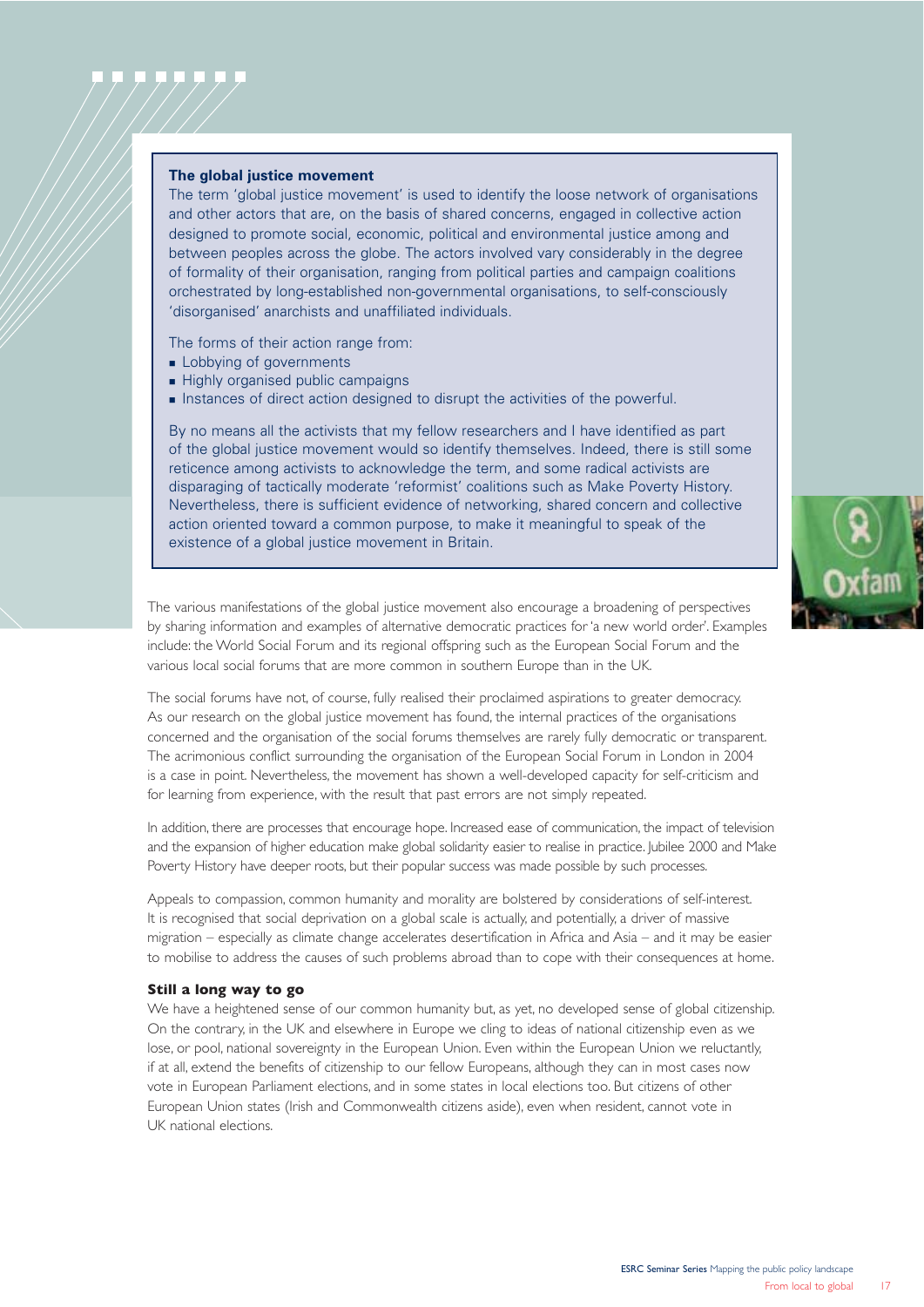### The global justice movement

The term 'global justice movement' is used to identify the loose network of organisations and other actors that are, on the basis of shared concerns, engaged in collective action designed to promote social, economic, political and environmental justice among and between peoples across the globe. The actors involved vary considerably in the degree of formality of their organisation, ranging from political parties and campaign coalitions orchestrated by long-established non-governmental organisations, to self-consciously 'disorganised' anarchists and unaffiliated individuals.

The forms of their action range from:

- Lobbying of governments
- Highly organised public campaigns
- Instances of direct action designed to disrupt the activities of the powerful.

By no means all the activists that my fellow researchers and I have identified as part of the global justice movement would so identify themselves. Indeed, there is still some reticence among activists to acknowledge the term, and some radical activists are disparaging of tactically moderate 'reformist' coalitions such as Make Poverty History. Nevertheless, there is sufficient evidence of networking, shared concern and collective action oriented toward a common purpose, to make it meaningful to speak of the existence of a global justice movement in Britain.

The various manifestations of the global justice movement also encourage a broadening of perspectives by sharing information and examples of alternative democratic practices for 'a new world order'. Examples include: the World Social Forum and its regional offspring such as the European Social Forum and the various local social forums that are more common in southern Europe than in the UK.

The social forums have not, of course, fully realised their proclaimed aspirations to greater democracy. As our research on the global justice movement has found, the internal practices of the organisations concerned and the organisation of the social forums themselves are rarely fully democratic or transparent. The acrimonious conflict surrounding the organisation of the European Social Forum in London in 2004 is a case in point. Nevertheless, the movement has shown a well-developed capacity for self-criticism and for learning from experience, with the result that past errors are not simply repeated.

In addition, there are processes that encourage hope. Increased ease of communication, the impact of television and the expansion of higher education make global solidarity easier to realise in practice. Jubilee 2000 and Make Poverty History have deeper roots, but their popular success was made possible by such processes.

Appeals to compassion, common humanity and morality are bolstered by considerations of self-interest. It is recognised that social deprivation on a global scale is actually, and potentially, a driver of massive migration – especially as climate change accelerates desertification in Africa and Asia – and it may be easier to mobilise to address the causes of such problems abroad than to cope with their consequences at home.

### Still a long way to go

We have a heightened sense of our common humanity but, as yet, no developed sense of global citizenship. On the contrary, in the UK and elsewhere in Europe we cling to ideas of national citizenship even as we lose, or pool, national sovereignty in the European Union. Even within the European Union we reluctantly, if at all, extend the benefits of citizenship to our fellow Europeans, although they can in most cases now vote in European Parliament elections, and in some states in local elections too. But citizens of other European Union states (Irish and Commonwealth citizens aside), even when resident, cannot vote in UK national elections.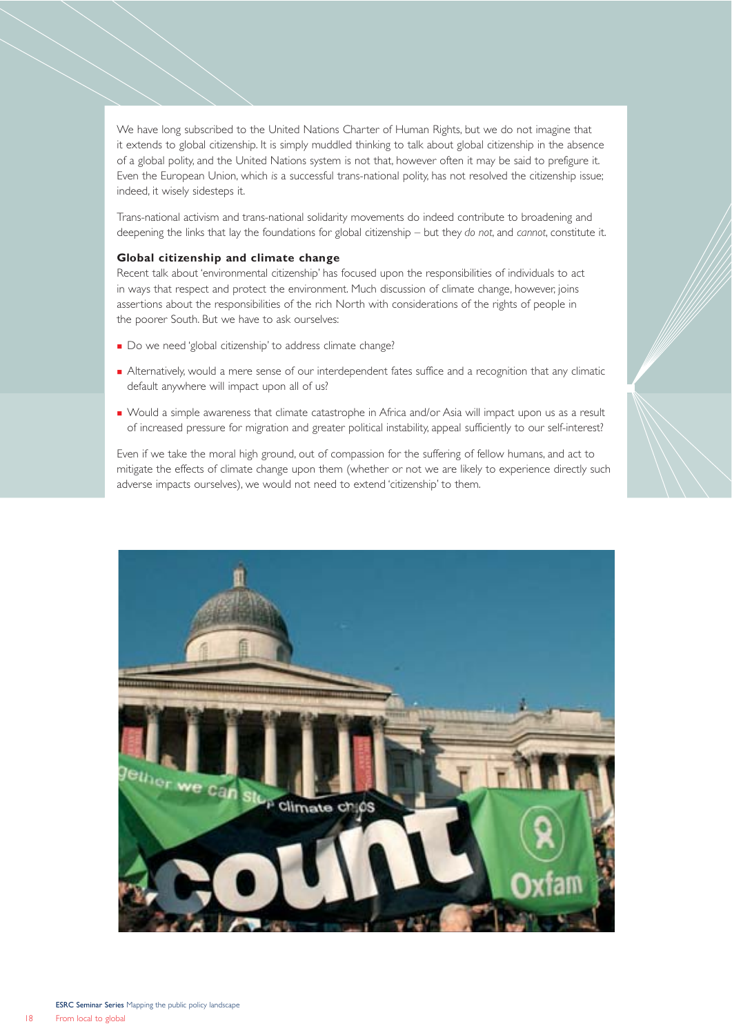We have long subscribed to the United Nations Charter of Human Rights, but we do not imagine that it extends to global citizenship. It is simply muddled thinking to talk about global citizenship in the absence of a global polity, and the United Nations system is not that, however often it may be said to prefigure it. Even the European Union, which *is* a successful trans-national polity, has not resolved the citizenship issue; indeed, it wisely sidesteps it.

Trans-national activism and trans-national solidarity movements do indeed contribute to broadening and deepening the links that lay the foundations for global citizenship – but they *do not*, and *cannot*, constitute it.

**Global citizenship and climate change**

Recent talk about 'environmental citizenship' has focused upon the responsibilities of individuals to act in ways that respect and protect the environment. Much discussion of climate change, however, joins assertions about the responsibilities of the rich North with considerations of the rights of people in the poorer South. But we have to ask ourselves:

- Do we need 'global citizenship' to address climate change?
- Alternatively, would a mere sense of our interdependent fates suffice and a recognition that any climatic default anywhere will impact upon all of us?
- Would a simple awareness that climate catastrophe in Africa and/or Asia will impact upon us as a result of increased pressure for migration and greater political instability, appeal sufficiently to our self-interest?

Even if we take the moral high ground, out of compassion for the suffering of fellow humans, and act to mitigate the effects of climate change upon them (whether or not we are likely to experience directly such adverse impacts ourselves), we would not need to extend 'citizenship' to them.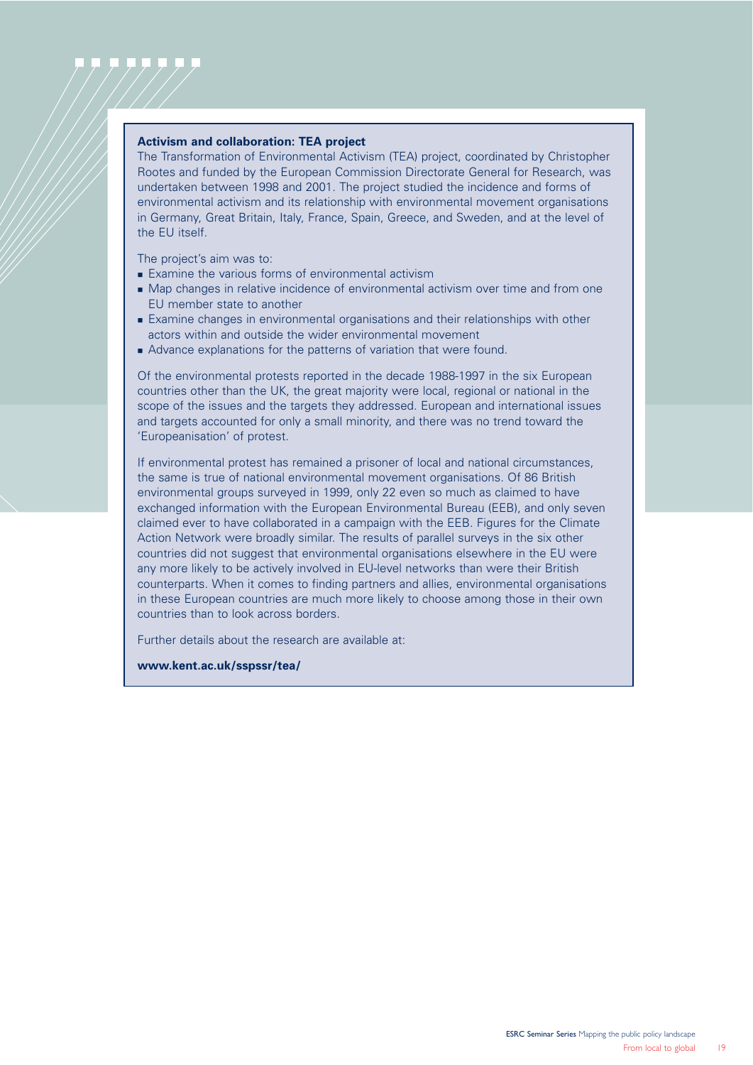### Activism and collaboration: TEA project

The Transformation of Environmental Activism (TEA) project, coordinated by Christopher Rootes and funded by the European Commission Directorate General for Research, was undertaken between 1998 and 2001. The project studied the incidence and forms of environmental activism and its relationship with environmental movement organisations in Germany, Great Britain, Italy, France, Spain, Greece, and Sweden, and at the level of the EU itself.

The project's aim was to:

- Examine the various forms of environmental activism
- Map changes in relative incidence of environmental activism over time and from one EU member state to another
- Examine changes in environmental organisations and their relationships with other actors within and outside the wider environmental movement
- Advance explanations for the patterns of variation that were found.

Of the environmental protests reported in the decade 1988-1997 in the six European countries other than the UK, the great majority were local, regional or national in the scope of the issues and the targets they addressed. European and international issues and targets accounted for only a small minority, and there was no trend toward the 'Europeanisation' of protest.

If environmental protest has remained a prisoner of local and national circumstances, the same is true of national environmental movement organisations. Of 86 British environmental groups surveyed in 1999, only 22 even so much as claimed to have exchanged information with the European Environmental Bureau (EEB), and only seven claimed ever to have collaborated in a campaign with the EEB. Figures for the Climate Action Network were broadly similar. The results of parallel surveys in the six other countries did not suggest that environmental organisations elsewhere in the EU were any more likely to be actively involved in EU-level networks than were their British counterparts. When it comes to finding partners and allies, environmental organisations in these European countries are much more likely to choose among those in their own countries than to look across borders.

Further details about the research are available at:

**www.kent.ac.uk/sspssr/tea/**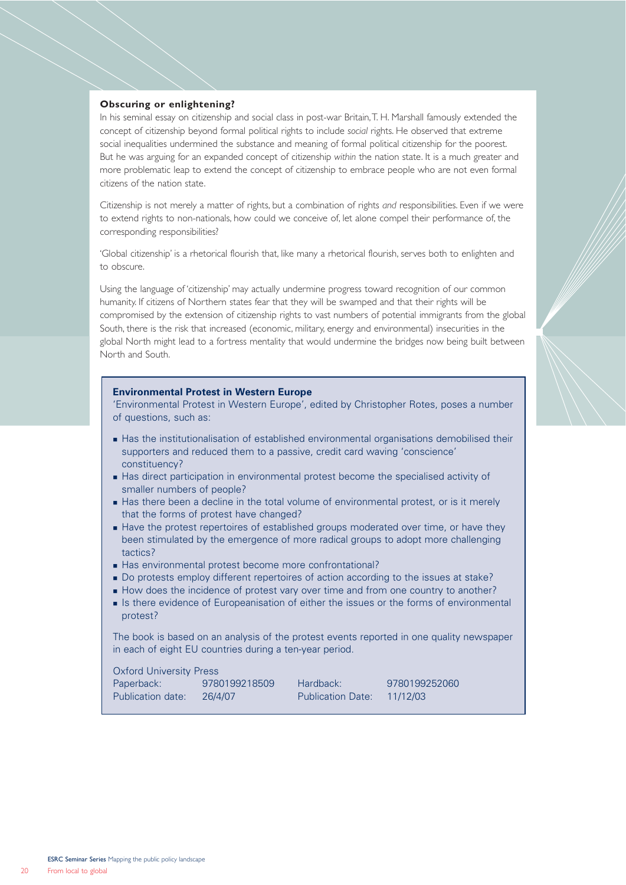### Obscuring or enlightening?

In his seminal essay on citizenship and social class in post-war Britain, T. H. Marshall famously extended the concept of citizenship beyond formal political rights to include *social* rights. He observed that extreme social inequalities undermined the substance and meaning of formal political citizenship for the poorest. But he was arguing for an expanded concept of citizenship *within* the nation state. It is a much greater and more problematic leap to extend the concept of citizenship to embrace people who are not even formal citizens of the nation state.

Citizenship is not merely a matter of rights, but a combination of rights *and* responsibilities. Even if we were to extend rights to non-nationals, how could we conceive of, let alone compel their performance of, the corresponding responsibilities?

'Global citizenship' is a rhetorical flourish that, like many a rhetorical flourish, serves both to enlighten and to obscure.

Using the language of 'citizenship' may actually undermine progress toward recognition of our common humanity. If citizens of Northern states fear that they will be swamped and that their rights will be compromised by the extension of citizenship rights to vast numbers of potential immigrants from the global South, there is the risk that increased (economic, military, energy and environmental) insecurities in the global North might lead to a fortress mentality that would undermine the bridges now being built between North and South.

### Environmental Protest in Western Europe

'Environmental Protest in Western Europe', edited by Christopher Rotes, poses a number of questions, such as:

- Has the institutionalisation of established environmental organisations demobilised their supporters and reduced them to a passive, credit card waving 'conscience' constituency?
- Has direct participation in environmental protest become the specialised activity of smaller numbers of people?
- Has there been a decline in the total volume of environmental protest, or is it merely that the forms of protest have changed?
- Have the protest repertoires of established groups moderated over time, or have they been stimulated by the emergence of more radical groups to adopt more challenging tactics?
- Has environmental protest become more confrontational?
- Do protests employ different repertoires of action according to the issues at stake?
- How does the incidence of protest vary over time and from one country to another?
- Is there evidence of Europeanisation of either the issues or the forms of environmental protest?

The book is based on an analysis of the protest events reported in one quality newspaper in each of eight EU countries during a ten-year period.

Oxford University Press

| | | | |
|---|---|---|---|
| Paperback: | 9780199218509 | Hardback: | 9780199252060 |
| Publication date: | 26/4/07 | Publication Date: | 11/12/03 |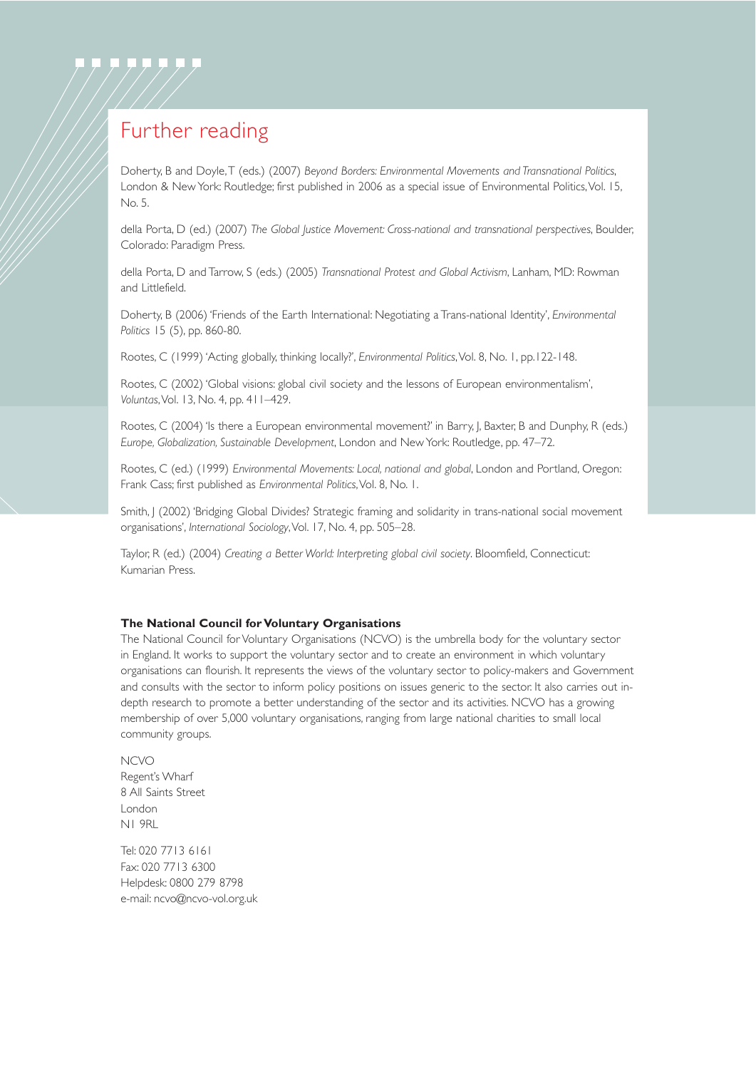# Further reading

Doherty, B and Doyle, T (eds.) (2007) *Beyond Borders: Environmental Movements and Transnational Politics*, London & New York: Routledge; first published in 2006 as a special issue of Environmental Politics, Vol. 15, No. 5.

della Porta, D (ed.) (2007) *The Global Justice Movement: Cross-national and transnational perspectives*, Boulder, Colorado: Paradigm Press.

della Porta, D and Tarrow, S (eds.) (2005) *Transnational Protest and Global Activism*, Lanham, MD: Rowman and Littlefield.

Doherty, B (2006) 'Friends of the Earth International: Negotiating a Trans-national Identity', *Environmental Politics* 15 (5), pp. 860-80.

Rootes, C (1999) 'Acting globally, thinking locally?', *Environmental Politics*, Vol. 8, No. 1, pp.122-148.

Rootes, C (2002) 'Global visions: global civil society and the lessons of European environmentalism', *Voluntas*, Vol. 13, No. 4, pp. 411–429.

Rootes, C (2004) 'Is there a European environmental movement?' in Barry, J, Baxter, B and Dunphy, R (eds.) *Europe, Globalization, Sustainable Development*, London and New York: Routledge, pp. 47–72.

Rootes, C (ed.) (1999) *Environmental Movements: Local, national and global*, London and Portland, Oregon: Frank Cass; first published as *Environmental Politics*, Vol. 8, No. 1.

Smith, J (2002) 'Bridging Global Divides? Strategic framing and solidarity in trans-national social movement organisations', *International Sociology*, Vol. 17, No. 4, pp. 505–28.

Taylor, R (ed.) (2004) *Creating a Better World: Interpreting global civil society*. Bloomfield, Connecticut: Kumarian Press.

**The National Council for Voluntary Organisations**

The National Council for Voluntary Organisations (NCVO) is the umbrella body for the voluntary sector in England. It works to support the voluntary sector and to create an environment in which voluntary organisations can flourish. It represents the views of the voluntary sector to policy-makers and Government and consults with the sector to inform policy positions on issues generic to the sector. It also carries out in-depth research to promote a better understanding of the sector and its activities. NCVO has a growing membership of over 5,000 voluntary organisations, ranging from large national charities to small local community groups.

NCVO
Regent's Wharf
8 All Saints Street
London
N1 9RL

Tel: 020 7713 6161
Fax: 020 7713 6300
Helpdesk: 0800 279 8798
e-mail: ncvo@ncvo-vol.org.uk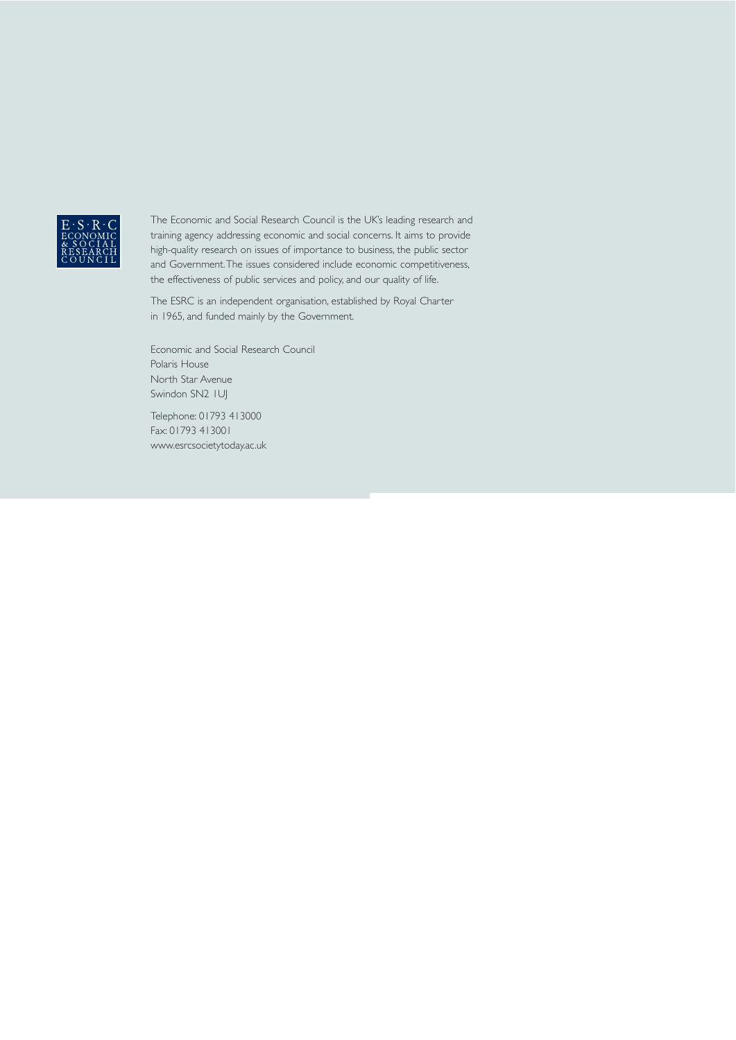E·S·R·C
ECONOMIC
& SOCIAL
RESEARCH
COUNCIL

The Economic and Social Research Council is the UK's leading research and training agency addressing economic and social concerns. It aims to provide high-quality research on issues of importance to business, the public sector and Government. The issues considered include economic competitiveness, the effectiveness of public services and policy, and our quality of life.

The ESRC is an independent organisation, established by Royal Charter in 1965, and funded mainly by the Government.

Economic and Social Research Council
Polaris House
North Star Avenue
Swindon SN2 1UJ

Telephone: 01793 413000
Fax: 01793 413001
www.esrcsocietytoday.ac.uk